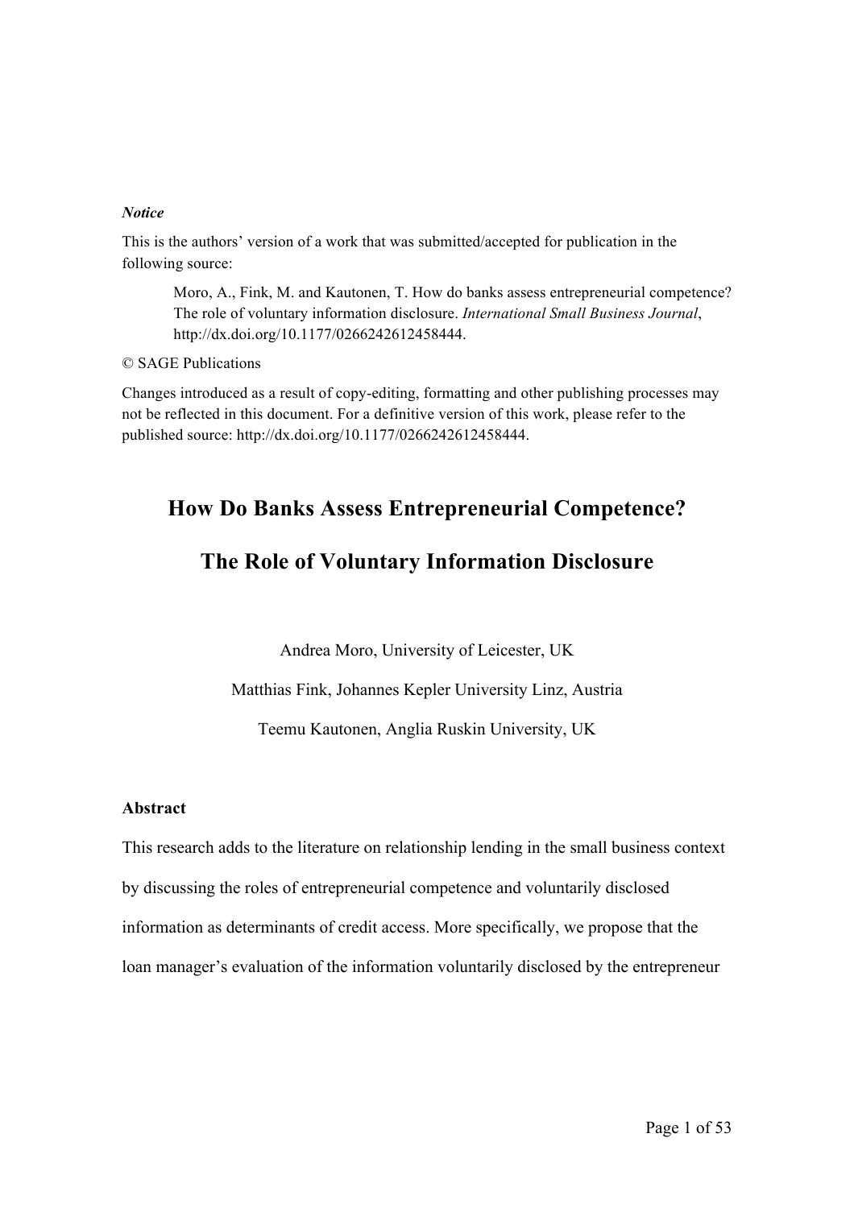***Notice***

This is the authors' version of a work that was submitted/accepted for publication in the following source:

> Moro, A., Fink, M. and Kautonen, T. How do banks assess entrepreneurial competence? The role of voluntary information disclosure. *International Small Business Journal*, http://dx.doi.org/10.1177/0266242612458444.

© SAGE Publications

Changes introduced as a result of copy-editing, formatting and other publishing processes may not be reflected in this document. For a definitive version of this work, please refer to the published source: http://dx.doi.org/10.1177/0266242612458444.

# How Do Banks Assess Entrepreneurial Competence?

# The Role of Voluntary Information Disclosure

Andrea Moro, University of Leicester, UK

Matthias Fink, Johannes Kepler University Linz, Austria

Teemu Kautonen, Anglia Ruskin University, UK

**Abstract**

This research adds to the literature on relationship lending in the small business context by discussing the roles of entrepreneurial competence and voluntarily disclosed information as determinants of credit access. More specifically, we propose that the loan manager's evaluation of the information voluntarily disclosed by the entrepreneur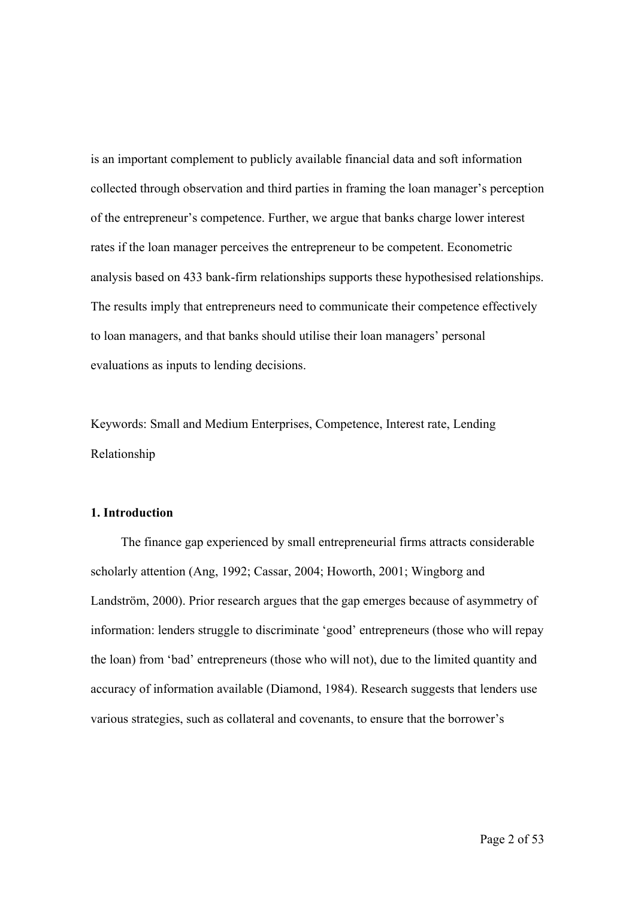is an important complement to publicly available financial data and soft information collected through observation and third parties in framing the loan manager's perception of the entrepreneur's competence. Further, we argue that banks charge lower interest rates if the loan manager perceives the entrepreneur to be competent. Econometric analysis based on 433 bank-firm relationships supports these hypothesised relationships. The results imply that entrepreneurs need to communicate their competence effectively to loan managers, and that banks should utilise their loan managers' personal evaluations as inputs to lending decisions.

Keywords: Small and Medium Enterprises, Competence, Interest rate, Lending Relationship

## 1. Introduction

The finance gap experienced by small entrepreneurial firms attracts considerable scholarly attention (Ang, 1992; Cassar, 2004; Howorth, 2001; Wingborg and Landström, 2000). Prior research argues that the gap emerges because of asymmetry of information: lenders struggle to discriminate 'good' entrepreneurs (those who will repay the loan) from 'bad' entrepreneurs (those who will not), due to the limited quantity and accuracy of information available (Diamond, 1984). Research suggests that lenders use various strategies, such as collateral and covenants, to ensure that the borrower's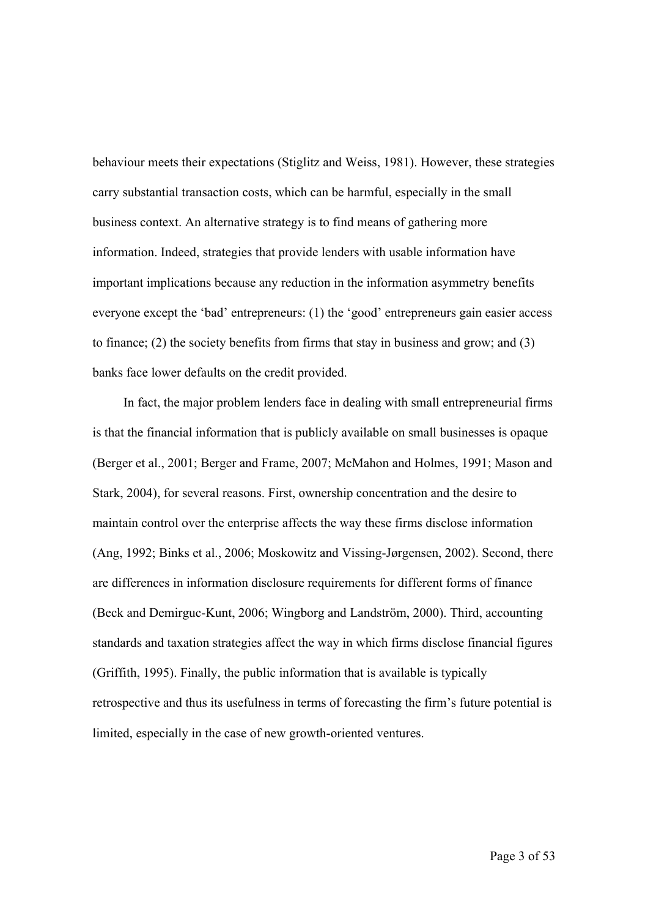behaviour meets their expectations (Stiglitz and Weiss, 1981). However, these strategies carry substantial transaction costs, which can be harmful, especially in the small business context. An alternative strategy is to find means of gathering more information. Indeed, strategies that provide lenders with usable information have important implications because any reduction in the information asymmetry benefits everyone except the 'bad' entrepreneurs: (1) the 'good' entrepreneurs gain easier access to finance; (2) the society benefits from firms that stay in business and grow; and (3) banks face lower defaults on the credit provided.

In fact, the major problem lenders face in dealing with small entrepreneurial firms is that the financial information that is publicly available on small businesses is opaque (Berger et al., 2001; Berger and Frame, 2007; McMahon and Holmes, 1991; Mason and Stark, 2004), for several reasons. First, ownership concentration and the desire to maintain control over the enterprise affects the way these firms disclose information (Ang, 1992; Binks et al., 2006; Moskowitz and Vissing-Jørgensen, 2002). Second, there are differences in information disclosure requirements for different forms of finance (Beck and Demirguc-Kunt, 2006; Wingborg and Landström, 2000). Third, accounting standards and taxation strategies affect the way in which firms disclose financial figures (Griffith, 1995). Finally, the public information that is available is typically retrospective and thus its usefulness in terms of forecasting the firm's future potential is limited, especially in the case of new growth-oriented ventures.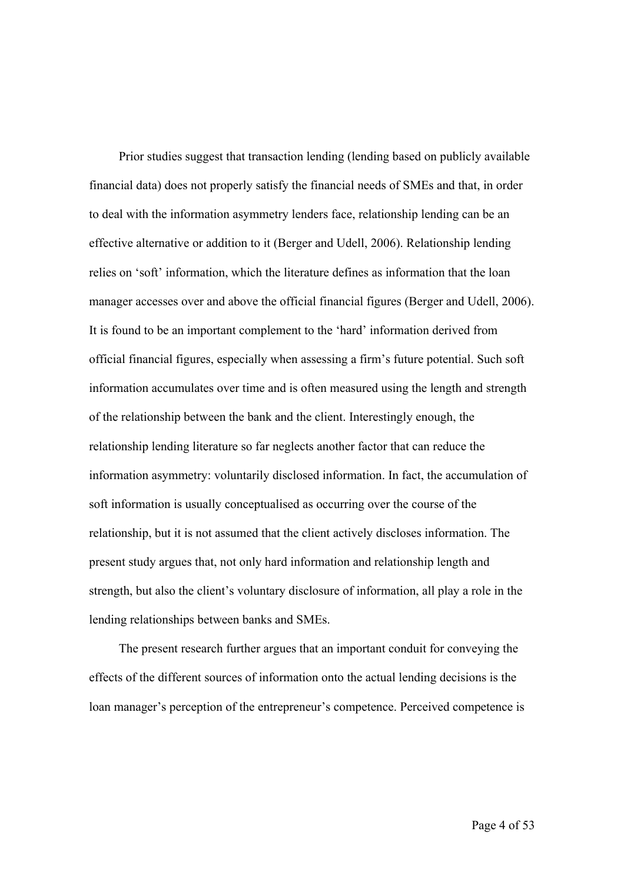Prior studies suggest that transaction lending (lending based on publicly available financial data) does not properly satisfy the financial needs of SMEs and that, in order to deal with the information asymmetry lenders face, relationship lending can be an effective alternative or addition to it (Berger and Udell, 2006). Relationship lending relies on 'soft' information, which the literature defines as information that the loan manager accesses over and above the official financial figures (Berger and Udell, 2006). It is found to be an important complement to the 'hard' information derived from official financial figures, especially when assessing a firm's future potential. Such soft information accumulates over time and is often measured using the length and strength of the relationship between the bank and the client. Interestingly enough, the relationship lending literature so far neglects another factor that can reduce the information asymmetry: voluntarily disclosed information. In fact, the accumulation of soft information is usually conceptualised as occurring over the course of the relationship, but it is not assumed that the client actively discloses information. The present study argues that, not only hard information and relationship length and strength, but also the client's voluntary disclosure of information, all play a role in the lending relationships between banks and SMEs.

The present research further argues that an important conduit for conveying the effects of the different sources of information onto the actual lending decisions is the loan manager's perception of the entrepreneur's competence. Perceived competence is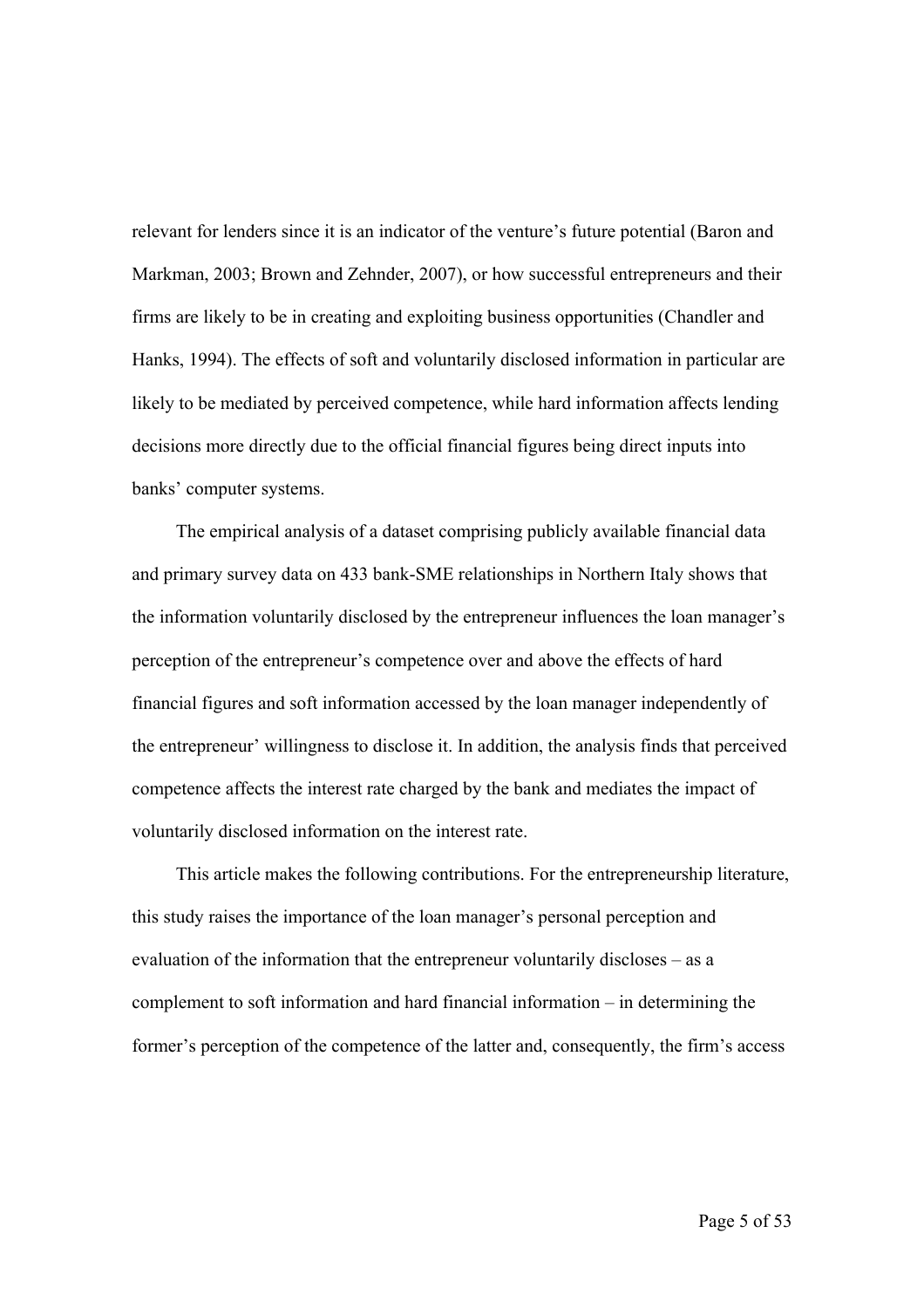relevant for lenders since it is an indicator of the venture's future potential (Baron and Markman, 2003; Brown and Zehnder, 2007), or how successful entrepreneurs and their firms are likely to be in creating and exploiting business opportunities (Chandler and Hanks, 1994). The effects of soft and voluntarily disclosed information in particular are likely to be mediated by perceived competence, while hard information affects lending decisions more directly due to the official financial figures being direct inputs into banks' computer systems.

The empirical analysis of a dataset comprising publicly available financial data and primary survey data on 433 bank-SME relationships in Northern Italy shows that the information voluntarily disclosed by the entrepreneur influences the loan manager's perception of the entrepreneur's competence over and above the effects of hard financial figures and soft information accessed by the loan manager independently of the entrepreneur' willingness to disclose it. In addition, the analysis finds that perceived competence affects the interest rate charged by the bank and mediates the impact of voluntarily disclosed information on the interest rate.

This article makes the following contributions. For the entrepreneurship literature, this study raises the importance of the loan manager's personal perception and evaluation of the information that the entrepreneur voluntarily discloses – as a complement to soft information and hard financial information – in determining the former's perception of the competence of the latter and, consequently, the firm's access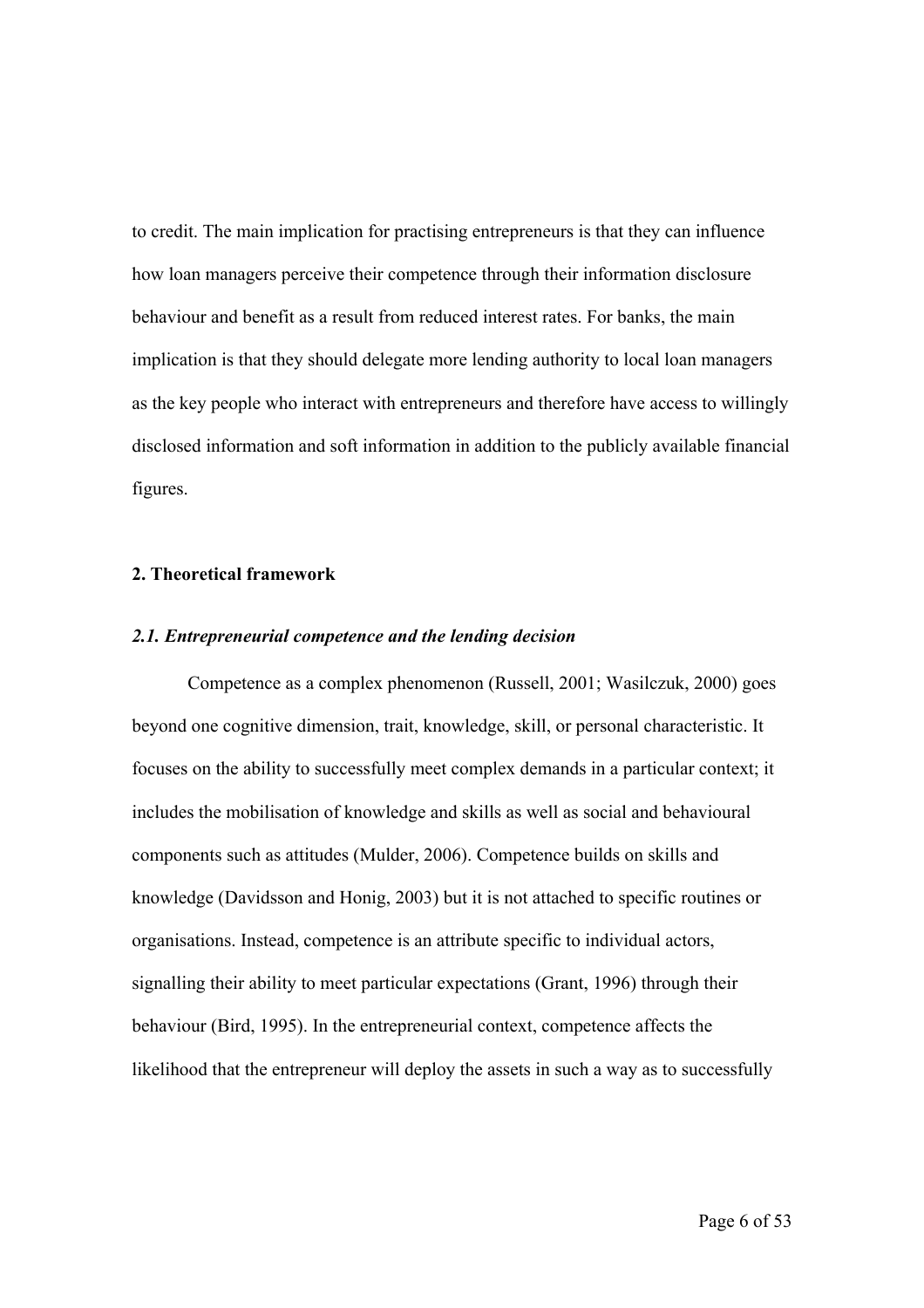to credit. The main implication for practising entrepreneurs is that they can influence how loan managers perceive their competence through their information disclosure behaviour and benefit as a result from reduced interest rates. For banks, the main implication is that they should delegate more lending authority to local loan managers as the key people who interact with entrepreneurs and therefore have access to willingly disclosed information and soft information in addition to the publicly available financial figures.

## 2. Theoretical framework

### *2.1. Entrepreneurial competence and the lending decision*

Competence as a complex phenomenon (Russell, 2001; Wasilczuk, 2000) goes beyond one cognitive dimension, trait, knowledge, skill, or personal characteristic. It focuses on the ability to successfully meet complex demands in a particular context; it includes the mobilisation of knowledge and skills as well as social and behavioural components such as attitudes (Mulder, 2006). Competence builds on skills and knowledge (Davidsson and Honig, 2003) but it is not attached to specific routines or organisations. Instead, competence is an attribute specific to individual actors, signalling their ability to meet particular expectations (Grant, 1996) through their behaviour (Bird, 1995). In the entrepreneurial context, competence affects the likelihood that the entrepreneur will deploy the assets in such a way as to successfully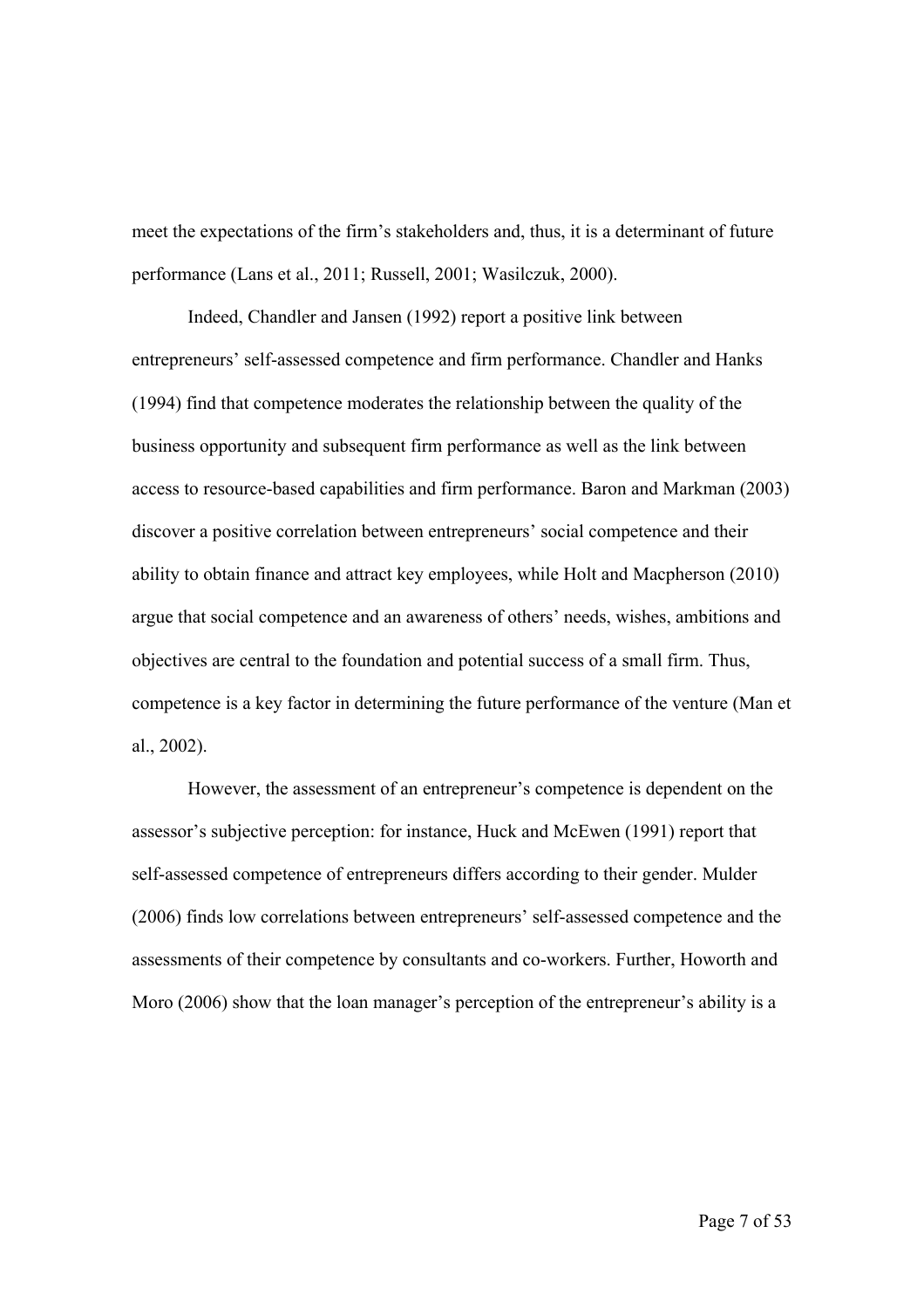meet the expectations of the firm's stakeholders and, thus, it is a determinant of future performance (Lans et al., 2011; Russell, 2001; Wasilczuk, 2000).

Indeed, Chandler and Jansen (1992) report a positive link between entrepreneurs' self-assessed competence and firm performance. Chandler and Hanks (1994) find that competence moderates the relationship between the quality of the business opportunity and subsequent firm performance as well as the link between access to resource-based capabilities and firm performance. Baron and Markman (2003) discover a positive correlation between entrepreneurs' social competence and their ability to obtain finance and attract key employees, while Holt and Macpherson (2010) argue that social competence and an awareness of others' needs, wishes, ambitions and objectives are central to the foundation and potential success of a small firm. Thus, competence is a key factor in determining the future performance of the venture (Man et al., 2002).

However, the assessment of an entrepreneur's competence is dependent on the assessor's subjective perception: for instance, Huck and McEwen (1991) report that self-assessed competence of entrepreneurs differs according to their gender. Mulder (2006) finds low correlations between entrepreneurs' self-assessed competence and the assessments of their competence by consultants and co-workers. Further, Howorth and Moro (2006) show that the loan manager's perception of the entrepreneur's ability is a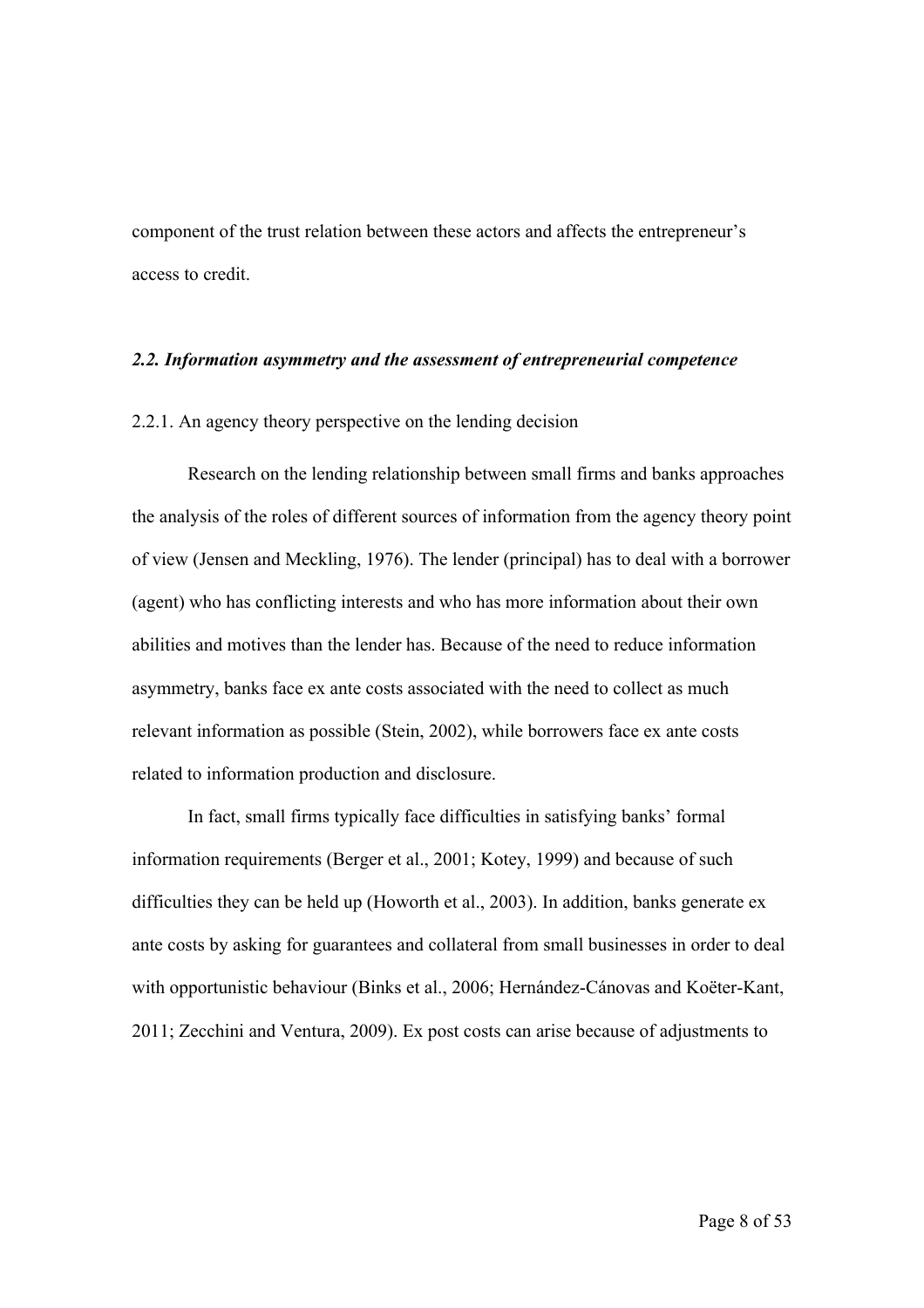component of the trust relation between these actors and affects the entrepreneur's access to credit.

### *2.2. Information asymmetry and the assessment of entrepreneurial competence*

#### 2.2.1. An agency theory perspective on the lending decision

Research on the lending relationship between small firms and banks approaches the analysis of the roles of different sources of information from the agency theory point of view (Jensen and Meckling, 1976). The lender (principal) has to deal with a borrower (agent) who has conflicting interests and who has more information about their own abilities and motives than the lender has. Because of the need to reduce information asymmetry, banks face ex ante costs associated with the need to collect as much relevant information as possible (Stein, 2002), while borrowers face ex ante costs related to information production and disclosure.

In fact, small firms typically face difficulties in satisfying banks' formal information requirements (Berger et al., 2001; Kotey, 1999) and because of such difficulties they can be held up (Howorth et al., 2003). In addition, banks generate ex ante costs by asking for guarantees and collateral from small businesses in order to deal with opportunistic behaviour (Binks et al., 2006; Hernández-Cánovas and Koëter-Kant, 2011; Zecchini and Ventura, 2009). Ex post costs can arise because of adjustments to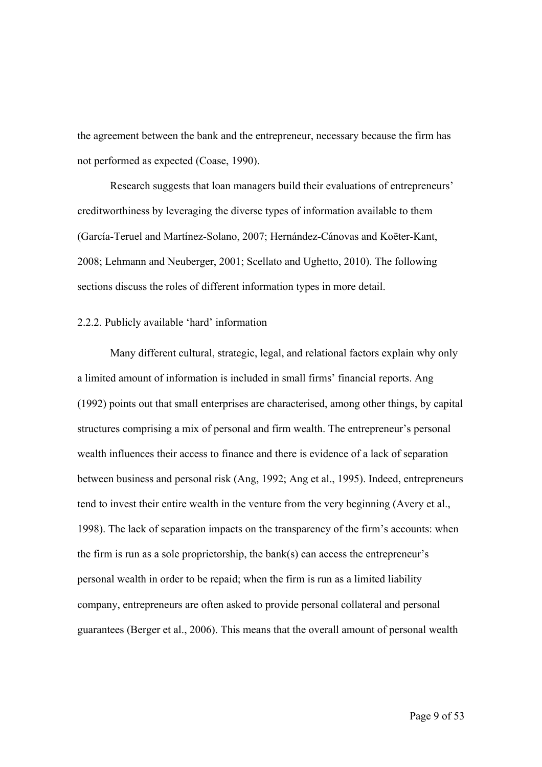the agreement between the bank and the entrepreneur, necessary because the firm has not performed as expected (Coase, 1990).

Research suggests that loan managers build their evaluations of entrepreneurs' creditworthiness by leveraging the diverse types of information available to them (García-Teruel and Martínez-Solano, 2007; Hernández-Cánovas and Koëter-Kant, 2008; Lehmann and Neuberger, 2001; Scellato and Ughetto, 2010). The following sections discuss the roles of different information types in more detail.

### 2.2.2. Publicly available 'hard' information

Many different cultural, strategic, legal, and relational factors explain why only a limited amount of information is included in small firms' financial reports. Ang (1992) points out that small enterprises are characterised, among other things, by capital structures comprising a mix of personal and firm wealth. The entrepreneur's personal wealth influences their access to finance and there is evidence of a lack of separation between business and personal risk (Ang, 1992; Ang et al., 1995). Indeed, entrepreneurs tend to invest their entire wealth in the venture from the very beginning (Avery et al., 1998). The lack of separation impacts on the transparency of the firm's accounts: when the firm is run as a sole proprietorship, the bank(s) can access the entrepreneur's personal wealth in order to be repaid; when the firm is run as a limited liability company, entrepreneurs are often asked to provide personal collateral and personal guarantees (Berger et al., 2006). This means that the overall amount of personal wealth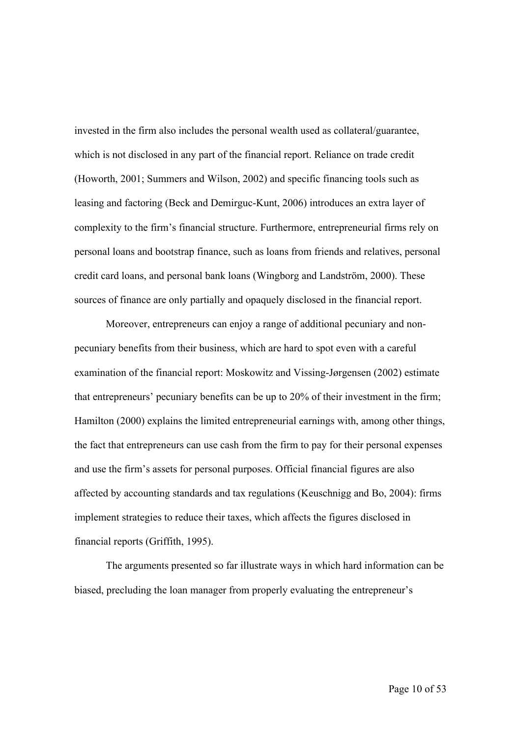invested in the firm also includes the personal wealth used as collateral/guarantee, which is not disclosed in any part of the financial report. Reliance on trade credit (Howorth, 2001; Summers and Wilson, 2002) and specific financing tools such as leasing and factoring (Beck and Demirguc-Kunt, 2006) introduces an extra layer of complexity to the firm's financial structure. Furthermore, entrepreneurial firms rely on personal loans and bootstrap finance, such as loans from friends and relatives, personal credit card loans, and personal bank loans (Wingborg and Landström, 2000). These sources of finance are only partially and opaquely disclosed in the financial report.

Moreover, entrepreneurs can enjoy a range of additional pecuniary and non-pecuniary benefits from their business, which are hard to spot even with a careful examination of the financial report: Moskowitz and Vissing-Jørgensen (2002) estimate that entrepreneurs' pecuniary benefits can be up to 20% of their investment in the firm; Hamilton (2000) explains the limited entrepreneurial earnings with, among other things, the fact that entrepreneurs can use cash from the firm to pay for their personal expenses and use the firm's assets for personal purposes. Official financial figures are also affected by accounting standards and tax regulations (Keuschnigg and Bo, 2004): firms implement strategies to reduce their taxes, which affects the figures disclosed in financial reports (Griffith, 1995).

The arguments presented so far illustrate ways in which hard information can be biased, precluding the loan manager from properly evaluating the entrepreneur's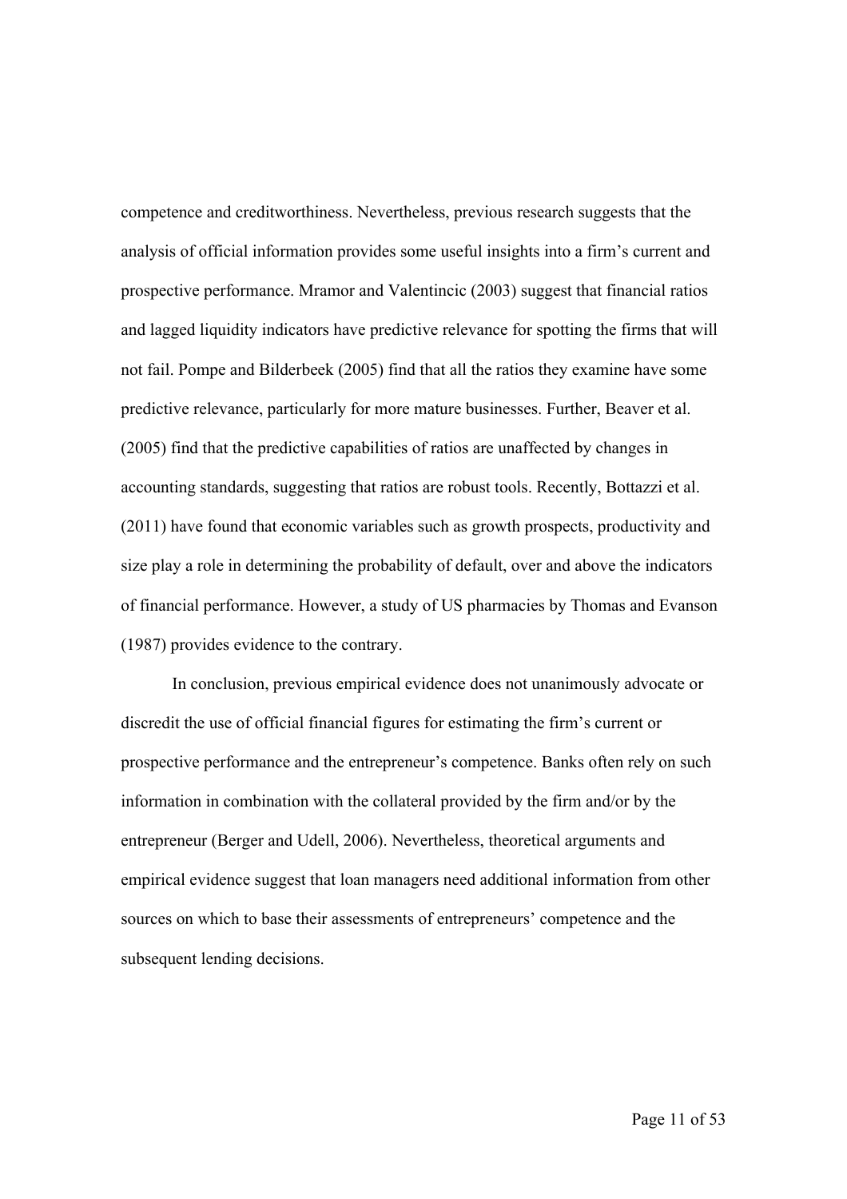competence and creditworthiness. Nevertheless, previous research suggests that the analysis of official information provides some useful insights into a firm's current and prospective performance. Mramor and Valentincic (2003) suggest that financial ratios and lagged liquidity indicators have predictive relevance for spotting the firms that will not fail. Pompe and Bilderbeek (2005) find that all the ratios they examine have some predictive relevance, particularly for more mature businesses. Further, Beaver et al. (2005) find that the predictive capabilities of ratios are unaffected by changes in accounting standards, suggesting that ratios are robust tools. Recently, Bottazzi et al. (2011) have found that economic variables such as growth prospects, productivity and size play a role in determining the probability of default, over and above the indicators of financial performance. However, a study of US pharmacies by Thomas and Evanson (1987) provides evidence to the contrary.

In conclusion, previous empirical evidence does not unanimously advocate or discredit the use of official financial figures for estimating the firm's current or prospective performance and the entrepreneur's competence. Banks often rely on such information in combination with the collateral provided by the firm and/or by the entrepreneur (Berger and Udell, 2006). Nevertheless, theoretical arguments and empirical evidence suggest that loan managers need additional information from other sources on which to base their assessments of entrepreneurs' competence and the subsequent lending decisions.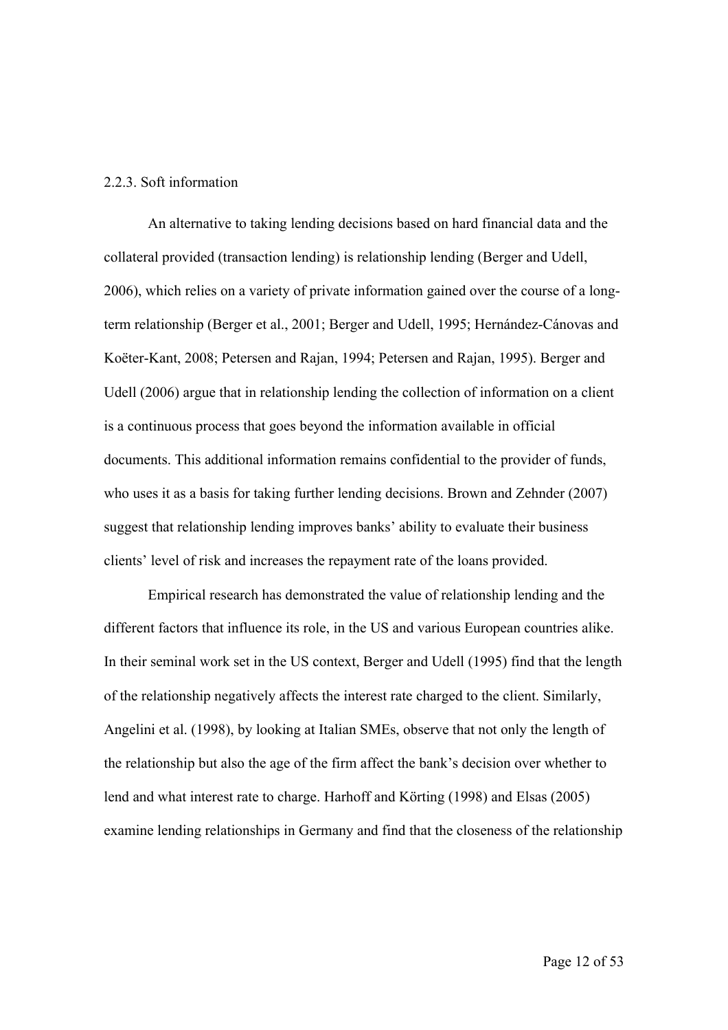### 2.2.3. Soft information

An alternative to taking lending decisions based on hard financial data and the collateral provided (transaction lending) is relationship lending (Berger and Udell, 2006), which relies on a variety of private information gained over the course of a long-term relationship (Berger et al., 2001; Berger and Udell, 1995; Hernández-Cánovas and Koëter-Kant, 2008; Petersen and Rajan, 1994; Petersen and Rajan, 1995). Berger and Udell (2006) argue that in relationship lending the collection of information on a client is a continuous process that goes beyond the information available in official documents. This additional information remains confidential to the provider of funds, who uses it as a basis for taking further lending decisions. Brown and Zehnder (2007) suggest that relationship lending improves banks' ability to evaluate their business clients' level of risk and increases the repayment rate of the loans provided.

Empirical research has demonstrated the value of relationship lending and the different factors that influence its role, in the US and various European countries alike. In their seminal work set in the US context, Berger and Udell (1995) find that the length of the relationship negatively affects the interest rate charged to the client. Similarly, Angelini et al. (1998), by looking at Italian SMEs, observe that not only the length of the relationship but also the age of the firm affect the bank's decision over whether to lend and what interest rate to charge. Harhoff and Körting (1998) and Elsas (2005) examine lending relationships in Germany and find that the closeness of the relationship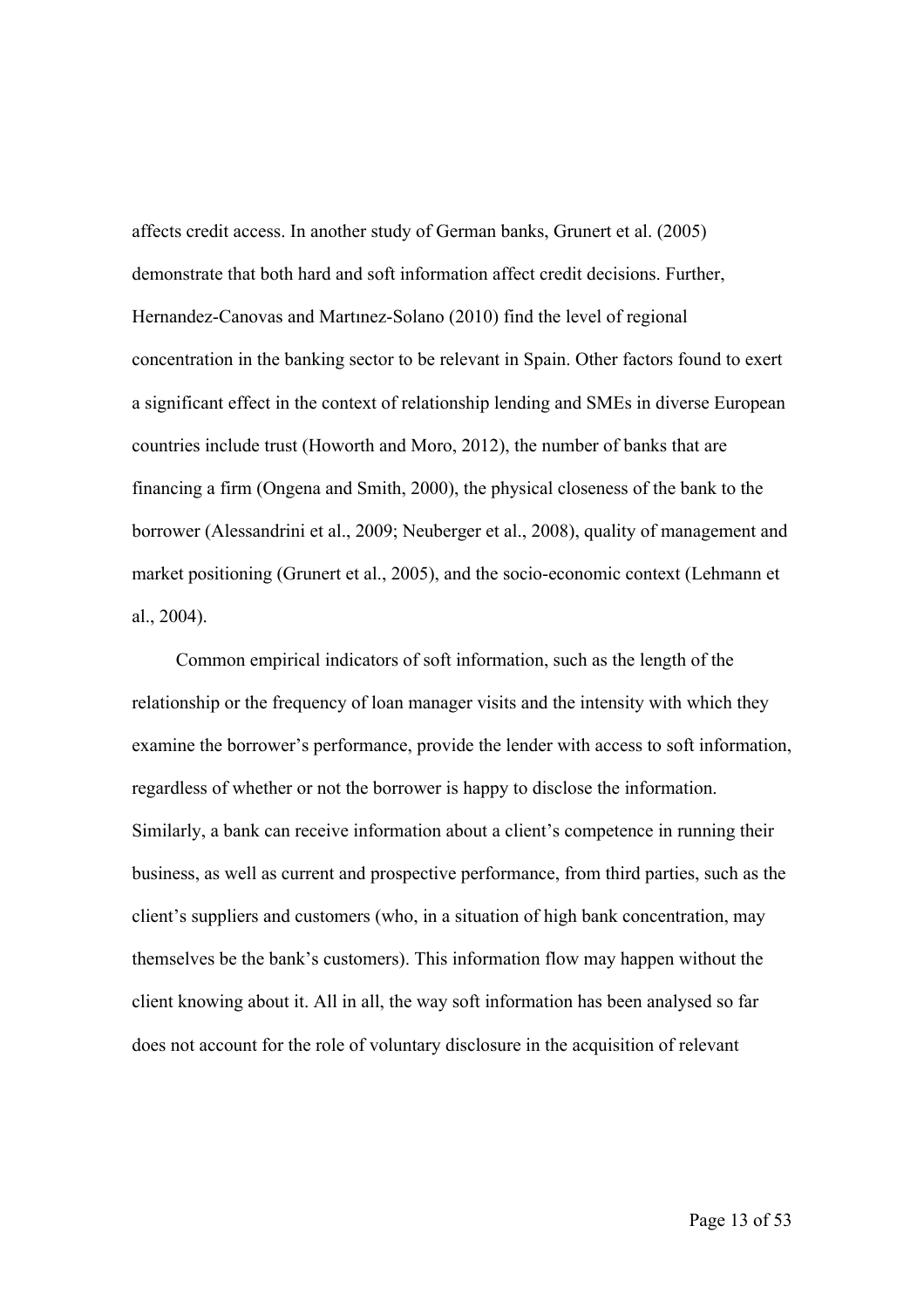affects credit access. In another study of German banks, Grunert et al. (2005) demonstrate that both hard and soft information affect credit decisions. Further, Hernandez-Canovas and Martınez-Solano (2010) find the level of regional concentration in the banking sector to be relevant in Spain. Other factors found to exert a significant effect in the context of relationship lending and SMEs in diverse European countries include trust (Howorth and Moro, 2012), the number of banks that are financing a firm (Ongena and Smith, 2000), the physical closeness of the bank to the borrower (Alessandrini et al., 2009; Neuberger et al., 2008), quality of management and market positioning (Grunert et al., 2005), and the socio-economic context (Lehmann et al., 2004).

Common empirical indicators of soft information, such as the length of the relationship or the frequency of loan manager visits and the intensity with which they examine the borrower's performance, provide the lender with access to soft information, regardless of whether or not the borrower is happy to disclose the information. Similarly, a bank can receive information about a client's competence in running their business, as well as current and prospective performance, from third parties, such as the client's suppliers and customers (who, in a situation of high bank concentration, may themselves be the bank's customers). This information flow may happen without the client knowing about it. All in all, the way soft information has been analysed so far does not account for the role of voluntary disclosure in the acquisition of relevant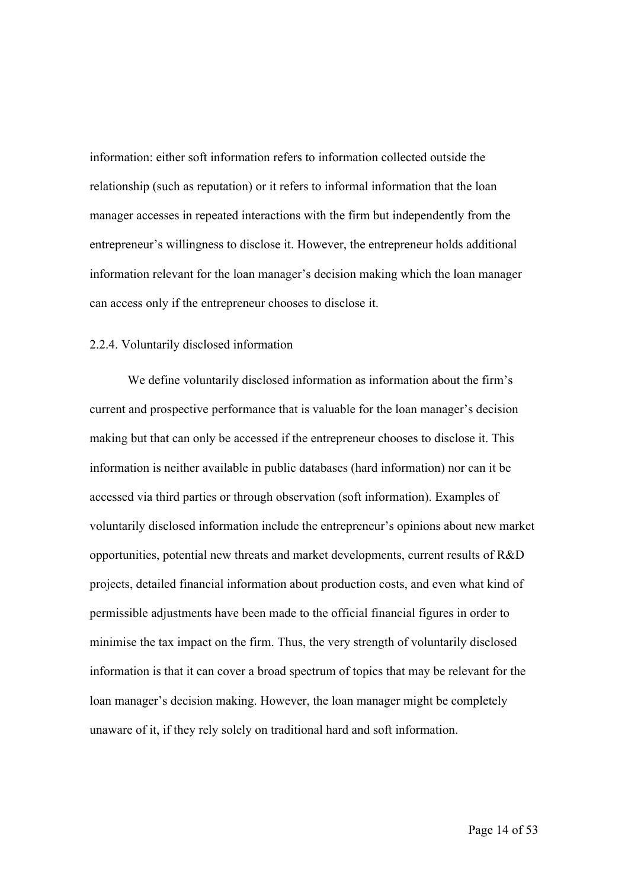information: either soft information refers to information collected outside the relationship (such as reputation) or it refers to informal information that the loan manager accesses in repeated interactions with the firm but independently from the entrepreneur's willingness to disclose it. However, the entrepreneur holds additional information relevant for the loan manager's decision making which the loan manager can access only if the entrepreneur chooses to disclose it.

### 2.2.4. Voluntarily disclosed information

We define voluntarily disclosed information as information about the firm's current and prospective performance that is valuable for the loan manager's decision making but that can only be accessed if the entrepreneur chooses to disclose it. This information is neither available in public databases (hard information) nor can it be accessed via third parties or through observation (soft information). Examples of voluntarily disclosed information include the entrepreneur's opinions about new market opportunities, potential new threats and market developments, current results of R&D projects, detailed financial information about production costs, and even what kind of permissible adjustments have been made to the official financial figures in order to minimise the tax impact on the firm. Thus, the very strength of voluntarily disclosed information is that it can cover a broad spectrum of topics that may be relevant for the loan manager's decision making. However, the loan manager might be completely unaware of it, if they rely solely on traditional hard and soft information.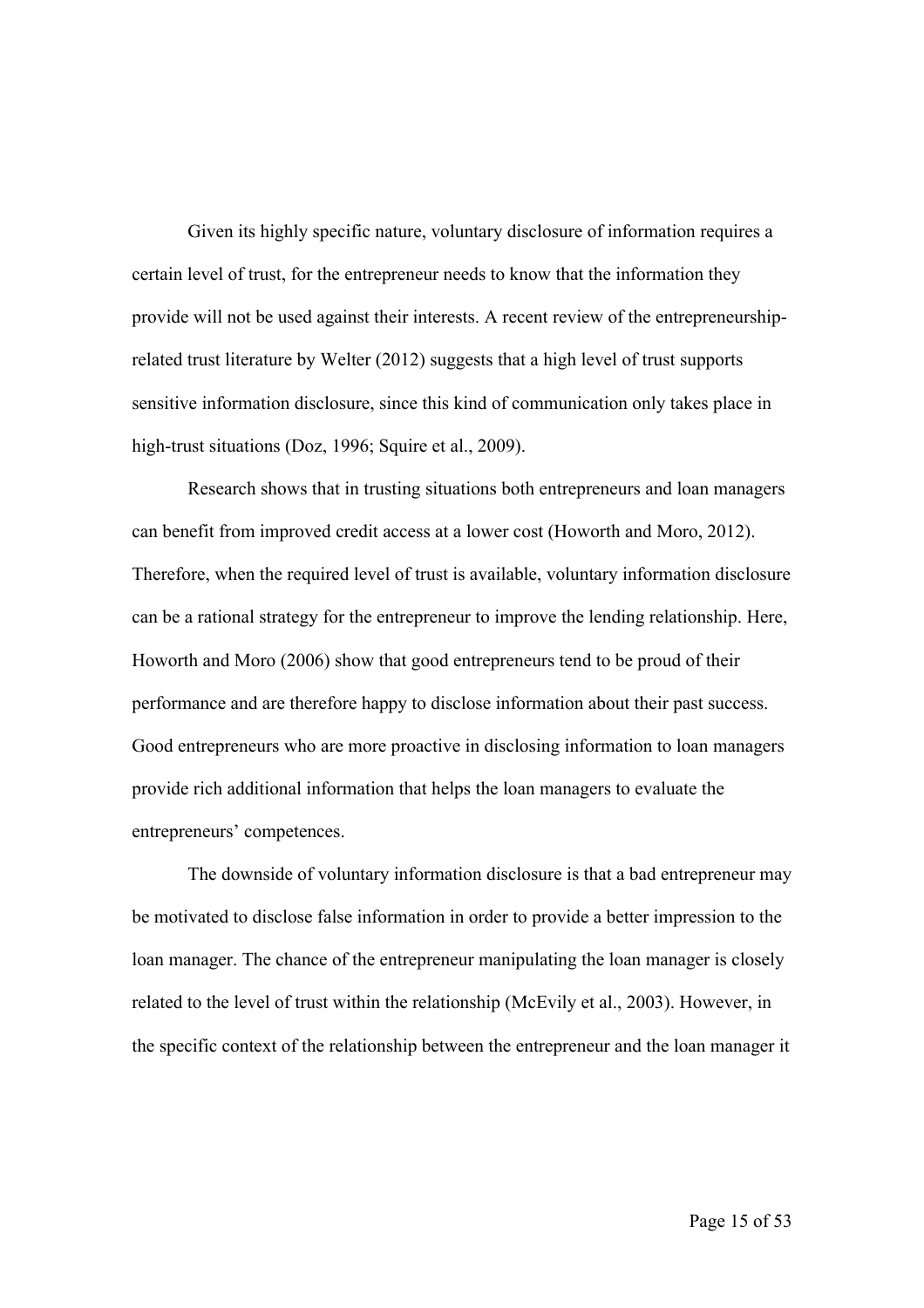Given its highly specific nature, voluntary disclosure of information requires a certain level of trust, for the entrepreneur needs to know that the information they provide will not be used against their interests. A recent review of the entrepreneurship-related trust literature by Welter (2012) suggests that a high level of trust supports sensitive information disclosure, since this kind of communication only takes place in high-trust situations (Doz, 1996; Squire et al., 2009).

Research shows that in trusting situations both entrepreneurs and loan managers can benefit from improved credit access at a lower cost (Howorth and Moro, 2012). Therefore, when the required level of trust is available, voluntary information disclosure can be a rational strategy for the entrepreneur to improve the lending relationship. Here, Howorth and Moro (2006) show that good entrepreneurs tend to be proud of their performance and are therefore happy to disclose information about their past success. Good entrepreneurs who are more proactive in disclosing information to loan managers provide rich additional information that helps the loan managers to evaluate the entrepreneurs' competences.

The downside of voluntary information disclosure is that a bad entrepreneur may be motivated to disclose false information in order to provide a better impression to the loan manager. The chance of the entrepreneur manipulating the loan manager is closely related to the level of trust within the relationship (McEvily et al., 2003). However, in the specific context of the relationship between the entrepreneur and the loan manager it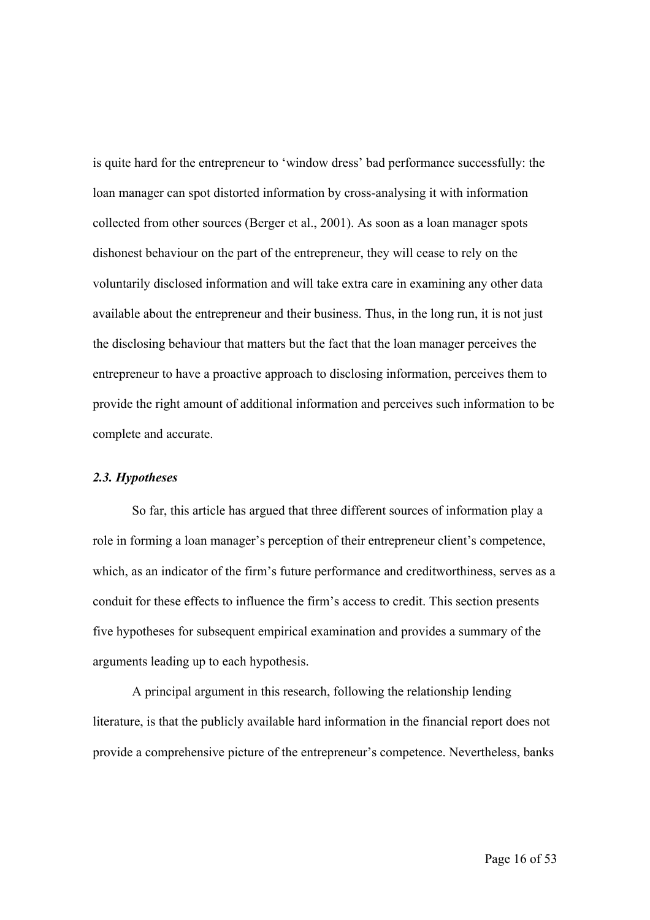is quite hard for the entrepreneur to 'window dress' bad performance successfully: the loan manager can spot distorted information by cross-analysing it with information collected from other sources (Berger et al., 2001). As soon as a loan manager spots dishonest behaviour on the part of the entrepreneur, they will cease to rely on the voluntarily disclosed information and will take extra care in examining any other data available about the entrepreneur and their business. Thus, in the long run, it is not just the disclosing behaviour that matters but the fact that the loan manager perceives the entrepreneur to have a proactive approach to disclosing information, perceives them to provide the right amount of additional information and perceives such information to be complete and accurate.

### *2.3. Hypotheses*

So far, this article has argued that three different sources of information play a role in forming a loan manager's perception of their entrepreneur client's competence, which, as an indicator of the firm's future performance and creditworthiness, serves as a conduit for these effects to influence the firm's access to credit. This section presents five hypotheses for subsequent empirical examination and provides a summary of the arguments leading up to each hypothesis.

A principal argument in this research, following the relationship lending literature, is that the publicly available hard information in the financial report does not provide a comprehensive picture of the entrepreneur's competence. Nevertheless, banks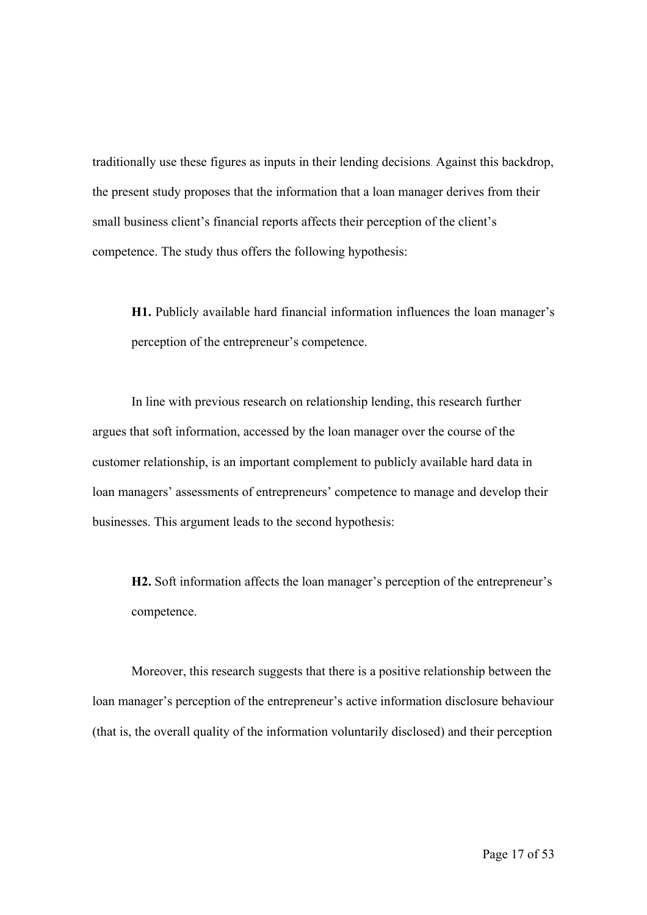traditionally use these figures as inputs in their lending decisions. Against this backdrop, the present study proposes that the information that a loan manager derives from their small business client's financial reports affects their perception of the client's competence. The study thus offers the following hypothesis:

> **H1.** Publicly available hard financial information influences the loan manager's perception of the entrepreneur's competence.

In line with previous research on relationship lending, this research further argues that soft information, accessed by the loan manager over the course of the customer relationship, is an important complement to publicly available hard data in loan managers' assessments of entrepreneurs' competence to manage and develop their businesses. This argument leads to the second hypothesis:

> **H2.** Soft information affects the loan manager's perception of the entrepreneur's competence.

Moreover, this research suggests that there is a positive relationship between the loan manager's perception of the entrepreneur's active information disclosure behaviour (that is, the overall quality of the information voluntarily disclosed) and their perception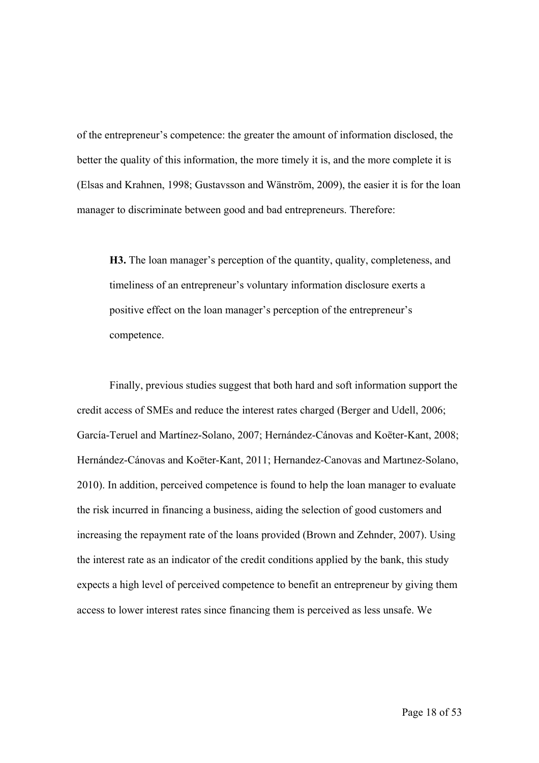of the entrepreneur's competence: the greater the amount of information disclosed, the better the quality of this information, the more timely it is, and the more complete it is (Elsas and Krahnen, 1998; Gustavsson and Wänström, 2009), the easier it is for the loan manager to discriminate between good and bad entrepreneurs. Therefore:

> **H3.** The loan manager's perception of the quantity, quality, completeness, and timeliness of an entrepreneur's voluntary information disclosure exerts a positive effect on the loan manager's perception of the entrepreneur's competence.

Finally, previous studies suggest that both hard and soft information support the credit access of SMEs and reduce the interest rates charged (Berger and Udell, 2006; García-Teruel and Martínez-Solano, 2007; Hernández-Cánovas and Koëter-Kant, 2008; Hernández-Cánovas and Koëter-Kant, 2011; Hernandez-Canovas and Martınez-Solano, 2010). In addition, perceived competence is found to help the loan manager to evaluate the risk incurred in financing a business, aiding the selection of good customers and increasing the repayment rate of the loans provided (Brown and Zehnder, 2007). Using the interest rate as an indicator of the credit conditions applied by the bank, this study expects a high level of perceived competence to benefit an entrepreneur by giving them access to lower interest rates since financing them is perceived as less unsafe. We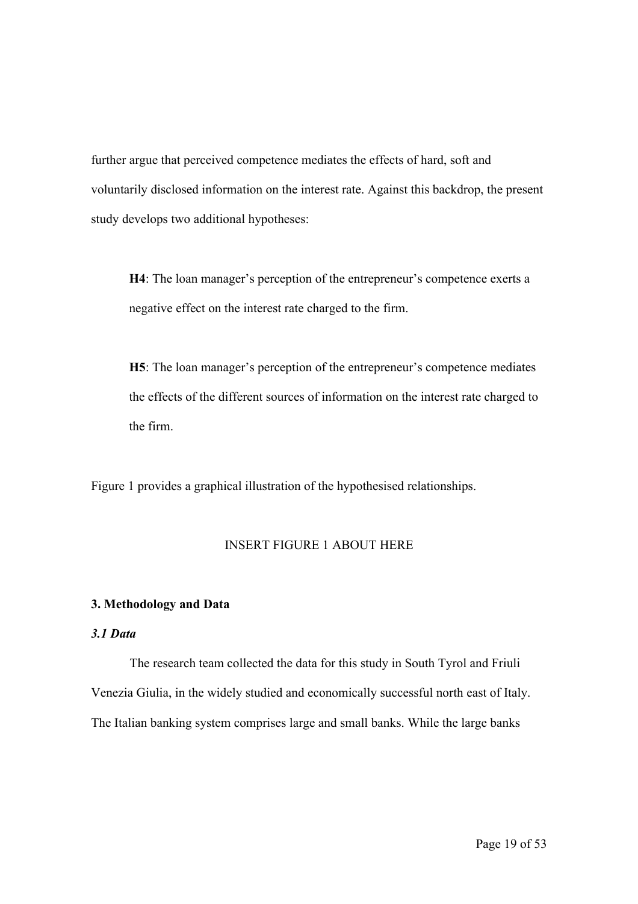further argue that perceived competence mediates the effects of hard, soft and voluntarily disclosed information on the interest rate. Against this backdrop, the present study develops two additional hypotheses:

> **H4**: The loan manager's perception of the entrepreneur's competence exerts a negative effect on the interest rate charged to the firm.

> **H5**: The loan manager's perception of the entrepreneur's competence mediates the effects of the different sources of information on the interest rate charged to the firm.

Figure 1 provides a graphical illustration of the hypothesised relationships.

INSERT FIGURE 1 ABOUT HERE

## 3. Methodology and Data

### *3.1 Data*

The research team collected the data for this study in South Tyrol and Friuli Venezia Giulia, in the widely studied and economically successful north east of Italy. The Italian banking system comprises large and small banks. While the large banks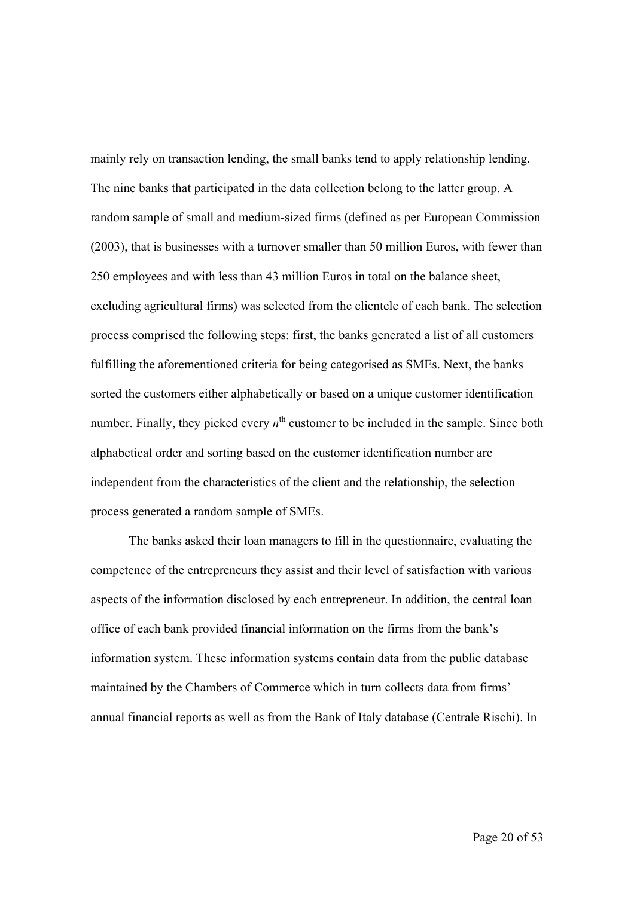mainly rely on transaction lending, the small banks tend to apply relationship lending. The nine banks that participated in the data collection belong to the latter group. A random sample of small and medium-sized firms (defined as per European Commission (2003), that is businesses with a turnover smaller than 50 million Euros, with fewer than 250 employees and with less than 43 million Euros in total on the balance sheet, excluding agricultural firms) was selected from the clientele of each bank. The selection process comprised the following steps: first, the banks generated a list of all customers fulfilling the aforementioned criteria for being categorised as SMEs. Next, the banks sorted the customers either alphabetically or based on a unique customer identification number. Finally, they picked every $n^{th}$ customer to be included in the sample. Since both alphabetical order and sorting based on the customer identification number are independent from the characteristics of the client and the relationship, the selection process generated a random sample of SMEs.

The banks asked their loan managers to fill in the questionnaire, evaluating the competence of the entrepreneurs they assist and their level of satisfaction with various aspects of the information disclosed by each entrepreneur. In addition, the central loan office of each bank provided financial information on the firms from the bank's information system. These information systems contain data from the public database maintained by the Chambers of Commerce which in turn collects data from firms' annual financial reports as well as from the Bank of Italy database (Centrale Rischi). In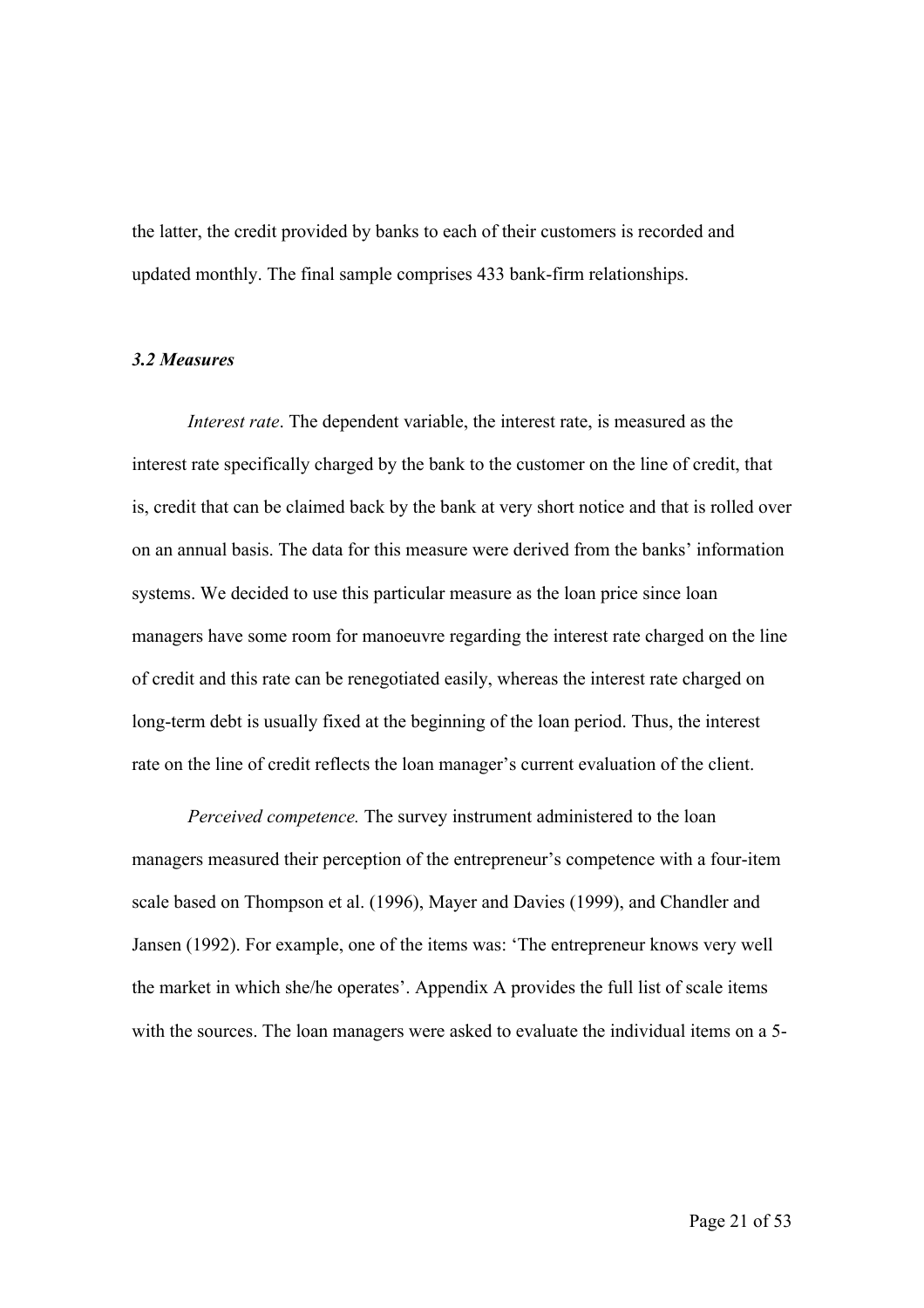the latter, the credit provided by banks to each of their customers is recorded and updated monthly. The final sample comprises 433 bank-firm relationships.

### *3.2 Measures*

*Interest rate*. The dependent variable, the interest rate, is measured as the interest rate specifically charged by the bank to the customer on the line of credit, that is, credit that can be claimed back by the bank at very short notice and that is rolled over on an annual basis. The data for this measure were derived from the banks' information systems. We decided to use this particular measure as the loan price since loan managers have some room for manoeuvre regarding the interest rate charged on the line of credit and this rate can be renegotiated easily, whereas the interest rate charged on long-term debt is usually fixed at the beginning of the loan period. Thus, the interest rate on the line of credit reflects the loan manager's current evaluation of the client.

*Perceived competence.* The survey instrument administered to the loan managers measured their perception of the entrepreneur's competence with a four-item scale based on Thompson et al. (1996), Mayer and Davies (1999), and Chandler and Jansen (1992). For example, one of the items was: 'The entrepreneur knows very well the market in which she/he operates'. Appendix A provides the full list of scale items with the sources. The loan managers were asked to evaluate the individual items on a 5-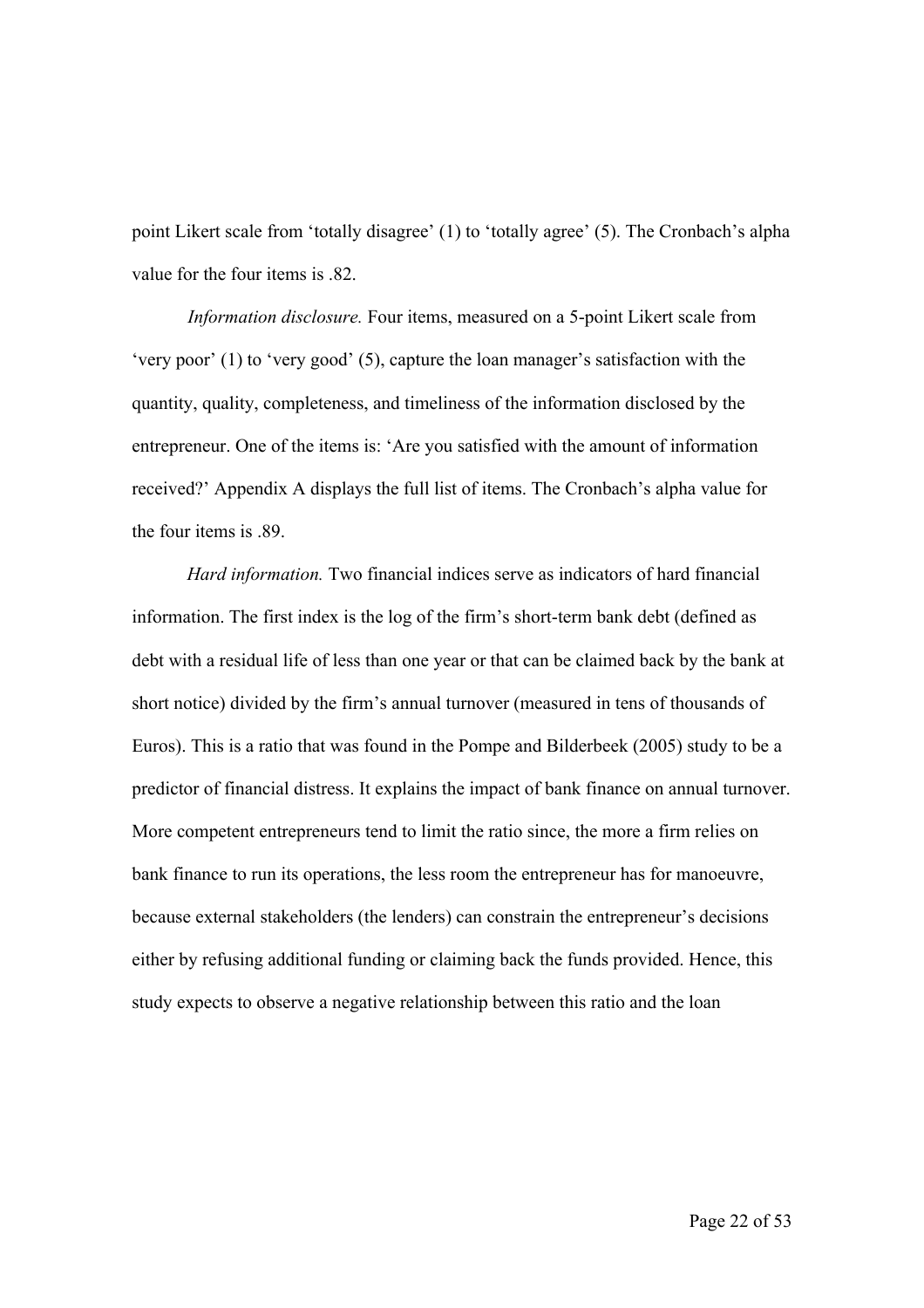point Likert scale from ‘totally disagree’ (1) to ‘totally agree’ (5). The Cronbach’s alpha value for the four items is .82.

*Information disclosure.* Four items, measured on a 5-point Likert scale from ‘very poor’ (1) to ‘very good’ (5), capture the loan manager’s satisfaction with the quantity, quality, completeness, and timeliness of the information disclosed by the entrepreneur. One of the items is: ‘Are you satisfied with the amount of information received?’ Appendix A displays the full list of items. The Cronbach’s alpha value for the four items is .89.

*Hard information.* Two financial indices serve as indicators of hard financial information. The first index is the log of the firm’s short-term bank debt (defined as debt with a residual life of less than one year or that can be claimed back by the bank at short notice) divided by the firm’s annual turnover (measured in tens of thousands of Euros). This is a ratio that was found in the Pompe and Bilderbeek (2005) study to be a predictor of financial distress. It explains the impact of bank finance on annual turnover. More competent entrepreneurs tend to limit the ratio since, the more a firm relies on bank finance to run its operations, the less room the entrepreneur has for manoeuvre, because external stakeholders (the lenders) can constrain the entrepreneur’s decisions either by refusing additional funding or claiming back the funds provided. Hence, this study expects to observe a negative relationship between this ratio and the loan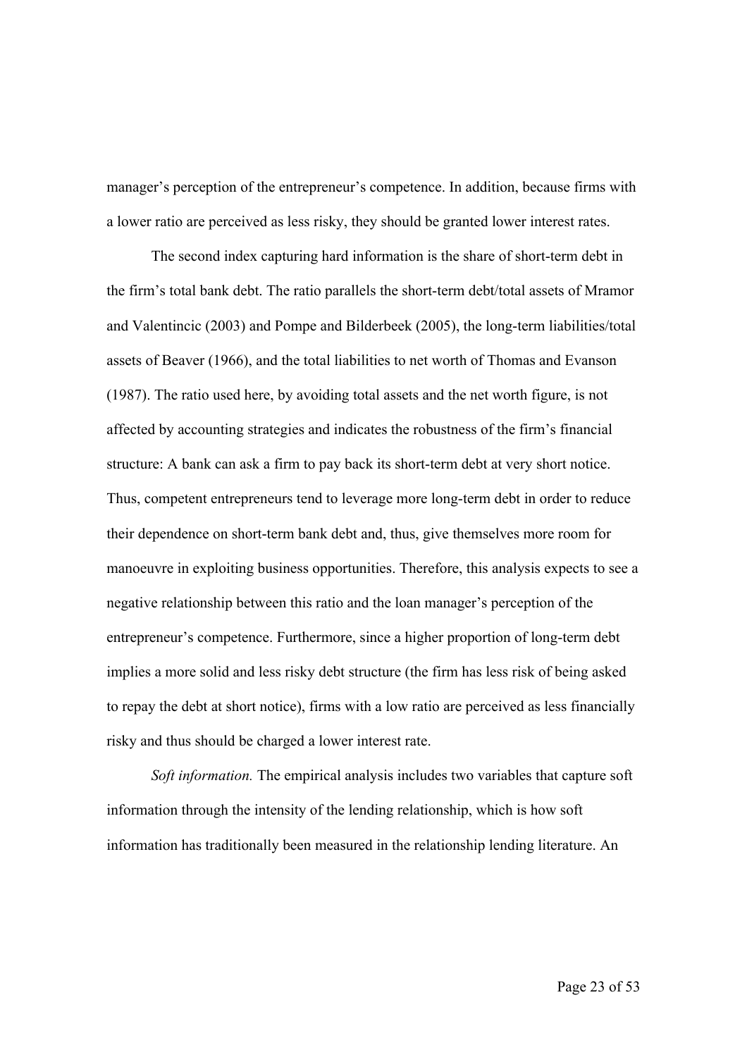manager's perception of the entrepreneur's competence. In addition, because firms with a lower ratio are perceived as less risky, they should be granted lower interest rates.

The second index capturing hard information is the share of short-term debt in the firm's total bank debt. The ratio parallels the short-term debt/total assets of Mramor and Valentincic (2003) and Pompe and Bilderbeek (2005), the long-term liabilities/total assets of Beaver (1966), and the total liabilities to net worth of Thomas and Evanson (1987). The ratio used here, by avoiding total assets and the net worth figure, is not affected by accounting strategies and indicates the robustness of the firm's financial structure: A bank can ask a firm to pay back its short-term debt at very short notice. Thus, competent entrepreneurs tend to leverage more long-term debt in order to reduce their dependence on short-term bank debt and, thus, give themselves more room for manoeuvre in exploiting business opportunities. Therefore, this analysis expects to see a negative relationship between this ratio and the loan manager's perception of the entrepreneur's competence. Furthermore, since a higher proportion of long-term debt implies a more solid and less risky debt structure (the firm has less risk of being asked to repay the debt at short notice), firms with a low ratio are perceived as less financially risky and thus should be charged a lower interest rate.

*Soft information.* The empirical analysis includes two variables that capture soft information through the intensity of the lending relationship, which is how soft information has traditionally been measured in the relationship lending literature. An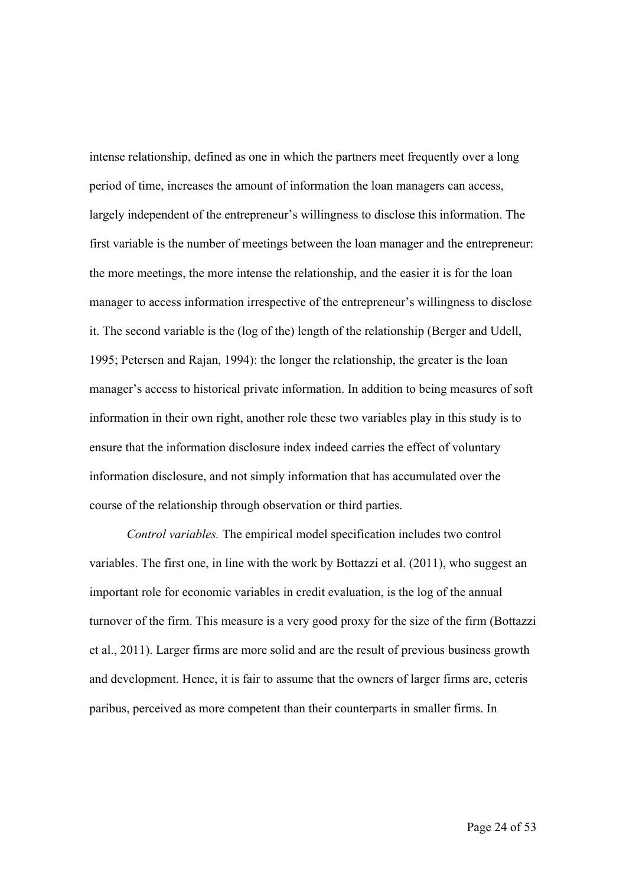intense relationship, defined as one in which the partners meet frequently over a long period of time, increases the amount of information the loan managers can access, largely independent of the entrepreneur's willingness to disclose this information. The first variable is the number of meetings between the loan manager and the entrepreneur: the more meetings, the more intense the relationship, and the easier it is for the loan manager to access information irrespective of the entrepreneur's willingness to disclose it. The second variable is the (log of the) length of the relationship (Berger and Udell, 1995; Petersen and Rajan, 1994): the longer the relationship, the greater is the loan manager's access to historical private information. In addition to being measures of soft information in their own right, another role these two variables play in this study is to ensure that the information disclosure index indeed carries the effect of voluntary information disclosure, and not simply information that has accumulated over the course of the relationship through observation or third parties.

*Control variables.* The empirical model specification includes two control variables. The first one, in line with the work by Bottazzi et al. (2011), who suggest an important role for economic variables in credit evaluation, is the log of the annual turnover of the firm. This measure is a very good proxy for the size of the firm (Bottazzi et al., 2011). Larger firms are more solid and are the result of previous business growth and development. Hence, it is fair to assume that the owners of larger firms are, ceteris paribus, perceived as more competent than their counterparts in smaller firms. In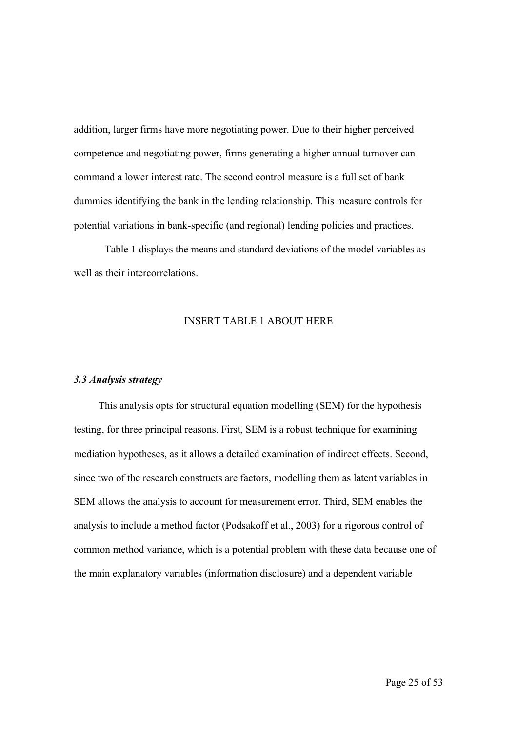addition, larger firms have more negotiating power. Due to their higher perceived competence and negotiating power, firms generating a higher annual turnover can command a lower interest rate. The second control measure is a full set of bank dummies identifying the bank in the lending relationship. This measure controls for potential variations in bank-specific (and regional) lending policies and practices.

Table 1 displays the means and standard deviations of the model variables as well as their intercorrelations.

INSERT TABLE 1 ABOUT HERE

### *3.3 Analysis strategy*

This analysis opts for structural equation modelling (SEM) for the hypothesis testing, for three principal reasons. First, SEM is a robust technique for examining mediation hypotheses, as it allows a detailed examination of indirect effects. Second, since two of the research constructs are factors, modelling them as latent variables in SEM allows the analysis to account for measurement error. Third, SEM enables the analysis to include a method factor (Podsakoff et al., 2003) for a rigorous control of common method variance, which is a potential problem with these data because one of the main explanatory variables (information disclosure) and a dependent variable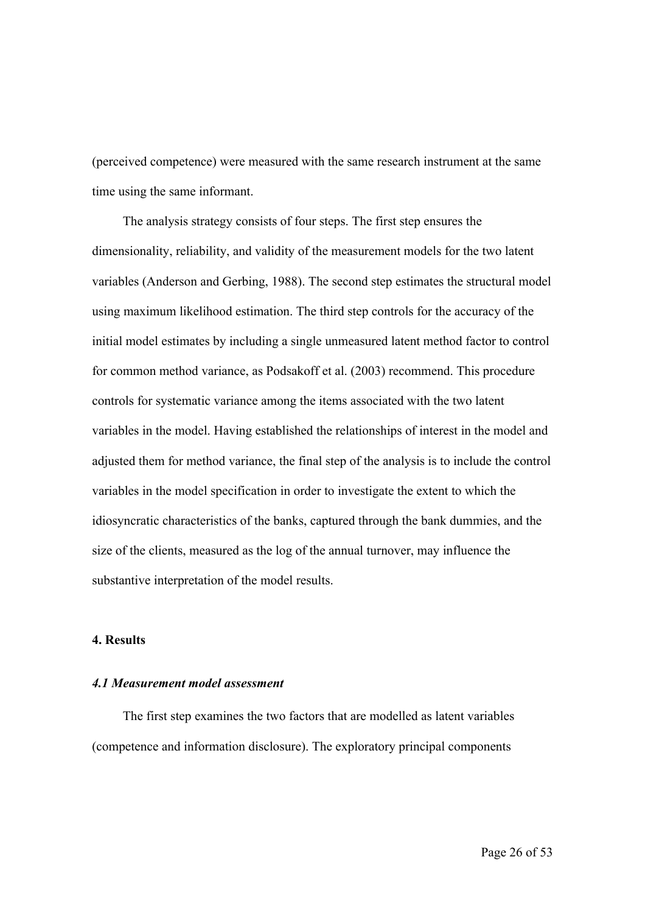(perceived competence) were measured with the same research instrument at the same time using the same informant.

The analysis strategy consists of four steps. The first step ensures the dimensionality, reliability, and validity of the measurement models for the two latent variables (Anderson and Gerbing, 1988). The second step estimates the structural model using maximum likelihood estimation. The third step controls for the accuracy of the initial model estimates by including a single unmeasured latent method factor to control for common method variance, as Podsakoff et al. (2003) recommend. This procedure controls for systematic variance among the items associated with the two latent variables in the model. Having established the relationships of interest in the model and adjusted them for method variance, the final step of the analysis is to include the control variables in the model specification in order to investigate the extent to which the idiosyncratic characteristics of the banks, captured through the bank dummies, and the size of the clients, measured as the log of the annual turnover, may influence the substantive interpretation of the model results.

## 4. Results

### *4.1 Measurement model assessment*

The first step examines the two factors that are modelled as latent variables (competence and information disclosure). The exploratory principal components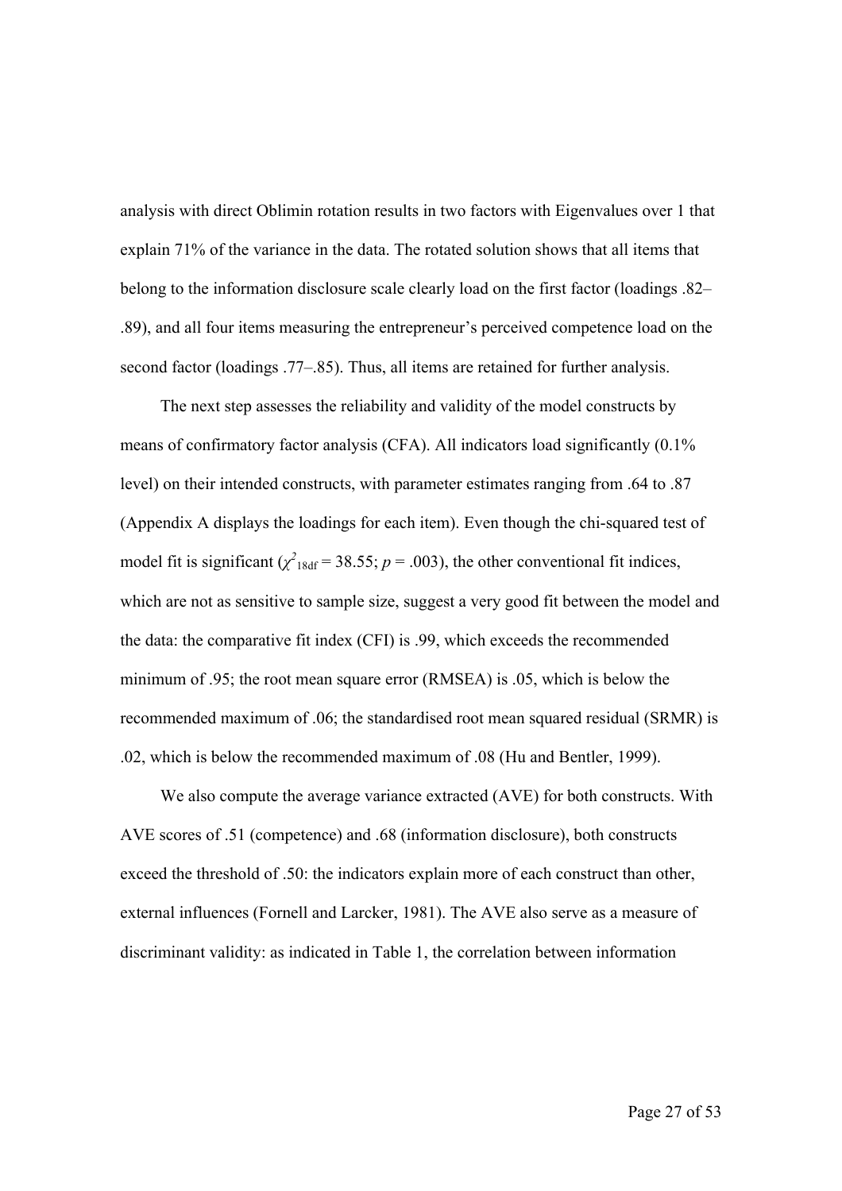analysis with direct Oblimin rotation results in two factors with Eigenvalues over 1 that explain 71% of the variance in the data. The rotated solution shows that all items that belong to the information disclosure scale clearly load on the first factor (loadings .82–.89), and all four items measuring the entrepreneur's perceived competence load on the second factor (loadings .77–.85). Thus, all items are retained for further analysis.

The next step assesses the reliability and validity of the model constructs by means of confirmatory factor analysis (CFA). All indicators load significantly (0.1% level) on their intended constructs, with parameter estimates ranging from .64 to .87 (Appendix A displays the loadings for each item). Even though the chi-squared test of model fit is significant ($\chi^2_{18\text{df}} = 38.55$; $p = .003$), the other conventional fit indices, which are not as sensitive to sample size, suggest a very good fit between the model and the data: the comparative fit index (CFI) is .99, which exceeds the recommended minimum of .95; the root mean square error (RMSEA) is .05, which is below the recommended maximum of .06; the standardised root mean squared residual (SRMR) is .02, which is below the recommended maximum of .08 (Hu and Bentler, 1999).

We also compute the average variance extracted (AVE) for both constructs. With AVE scores of .51 (competence) and .68 (information disclosure), both constructs exceed the threshold of .50: the indicators explain more of each construct than other, external influences (Fornell and Larcker, 1981). The AVE also serve as a measure of discriminant validity: as indicated in Table 1, the correlation between information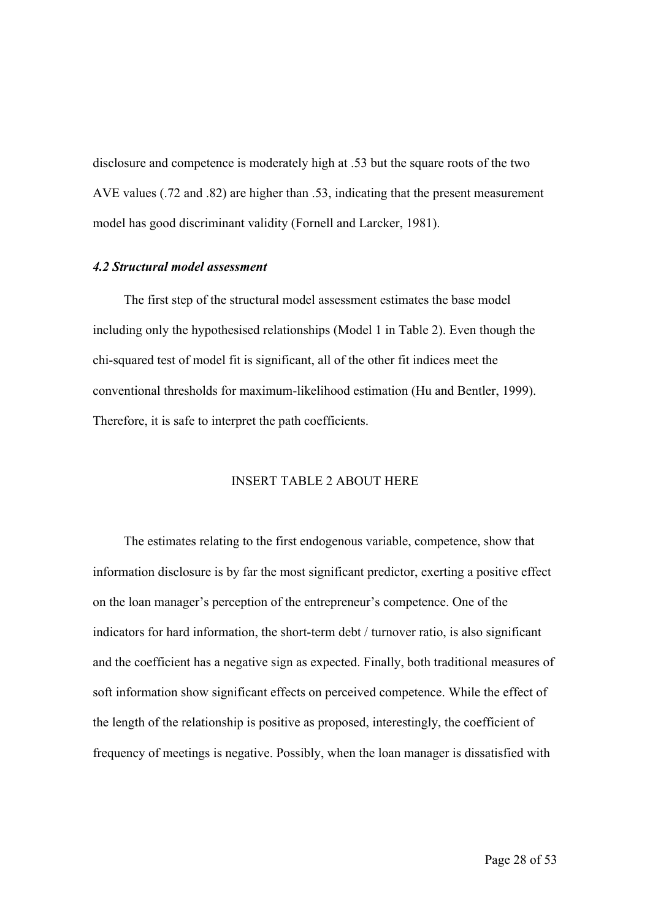disclosure and competence is moderately high at .53 but the square roots of the two AVE values (.72 and .82) are higher than .53, indicating that the present measurement model has good discriminant validity (Fornell and Larcker, 1981).

### *4.2 Structural model assessment*

The first step of the structural model assessment estimates the base model including only the hypothesised relationships (Model 1 in Table 2). Even though the chi-squared test of model fit is significant, all of the other fit indices meet the conventional thresholds for maximum-likelihood estimation (Hu and Bentler, 1999). Therefore, it is safe to interpret the path coefficients.

INSERT TABLE 2 ABOUT HERE

The estimates relating to the first endogenous variable, competence, show that information disclosure is by far the most significant predictor, exerting a positive effect on the loan manager's perception of the entrepreneur's competence. One of the indicators for hard information, the short-term debt / turnover ratio, is also significant and the coefficient has a negative sign as expected. Finally, both traditional measures of soft information show significant effects on perceived competence. While the effect of the length of the relationship is positive as proposed, interestingly, the coefficient of frequency of meetings is negative. Possibly, when the loan manager is dissatisfied with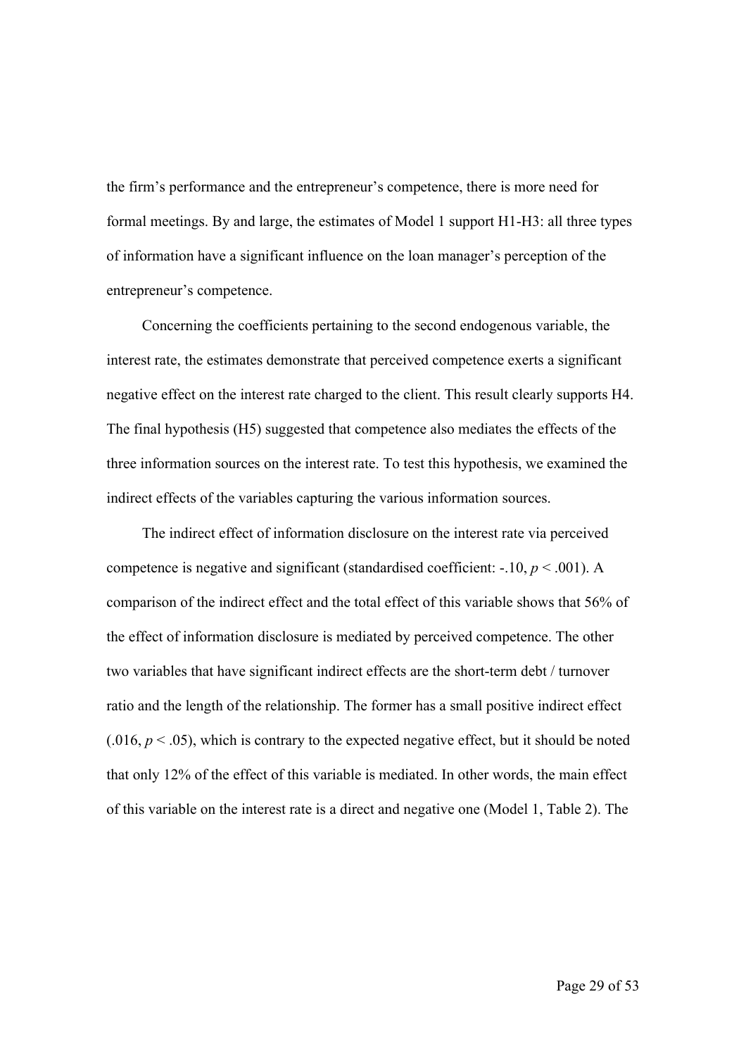the firm's performance and the entrepreneur's competence, there is more need for formal meetings. By and large, the estimates of Model 1 support H1-H3: all three types of information have a significant influence on the loan manager's perception of the entrepreneur's competence.

Concerning the coefficients pertaining to the second endogenous variable, the interest rate, the estimates demonstrate that perceived competence exerts a significant negative effect on the interest rate charged to the client. This result clearly supports H4. The final hypothesis (H5) suggested that competence also mediates the effects of the three information sources on the interest rate. To test this hypothesis, we examined the indirect effects of the variables capturing the various information sources.

The indirect effect of information disclosure on the interest rate via perceived competence is negative and significant (standardised coefficient: -.10, $p < .001$). A comparison of the indirect effect and the total effect of this variable shows that 56% of the effect of information disclosure is mediated by perceived competence. The other two variables that have significant indirect effects are the short-term debt / turnover ratio and the length of the relationship. The former has a small positive indirect effect (.016, $p < .05$), which is contrary to the expected negative effect, but it should be noted that only 12% of the effect of this variable is mediated. In other words, the main effect of this variable on the interest rate is a direct and negative one (Model 1, Table 2). The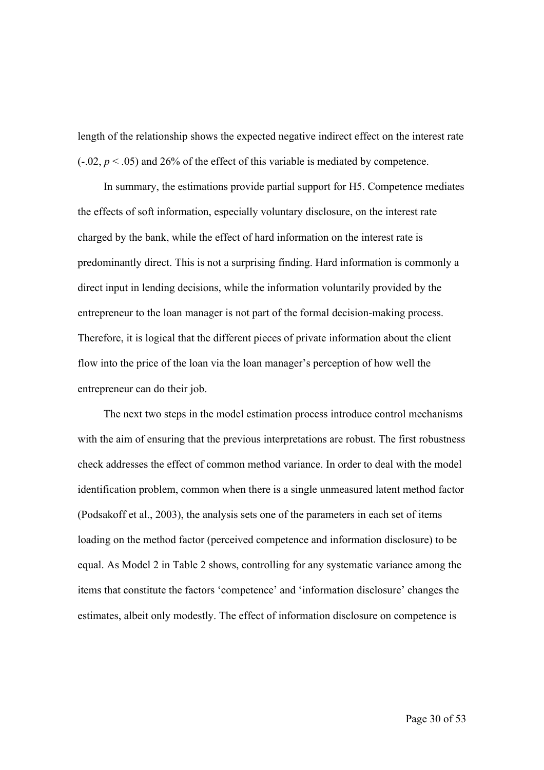length of the relationship shows the expected negative indirect effect on the interest rate (-.02, $p < .05$) and 26% of the effect of this variable is mediated by competence.

In summary, the estimations provide partial support for H5. Competence mediates the effects of soft information, especially voluntary disclosure, on the interest rate charged by the bank, while the effect of hard information on the interest rate is predominantly direct. This is not a surprising finding. Hard information is commonly a direct input in lending decisions, while the information voluntarily provided by the entrepreneur to the loan manager is not part of the formal decision-making process. Therefore, it is logical that the different pieces of private information about the client flow into the price of the loan via the loan manager's perception of how well the entrepreneur can do their job.

The next two steps in the model estimation process introduce control mechanisms with the aim of ensuring that the previous interpretations are robust. The first robustness check addresses the effect of common method variance. In order to deal with the model identification problem, common when there is a single unmeasured latent method factor (Podsakoff et al., 2003), the analysis sets one of the parameters in each set of items loading on the method factor (perceived competence and information disclosure) to be equal. As Model 2 in Table 2 shows, controlling for any systematic variance among the items that constitute the factors 'competence' and 'information disclosure' changes the estimates, albeit only modestly. The effect of information disclosure on competence is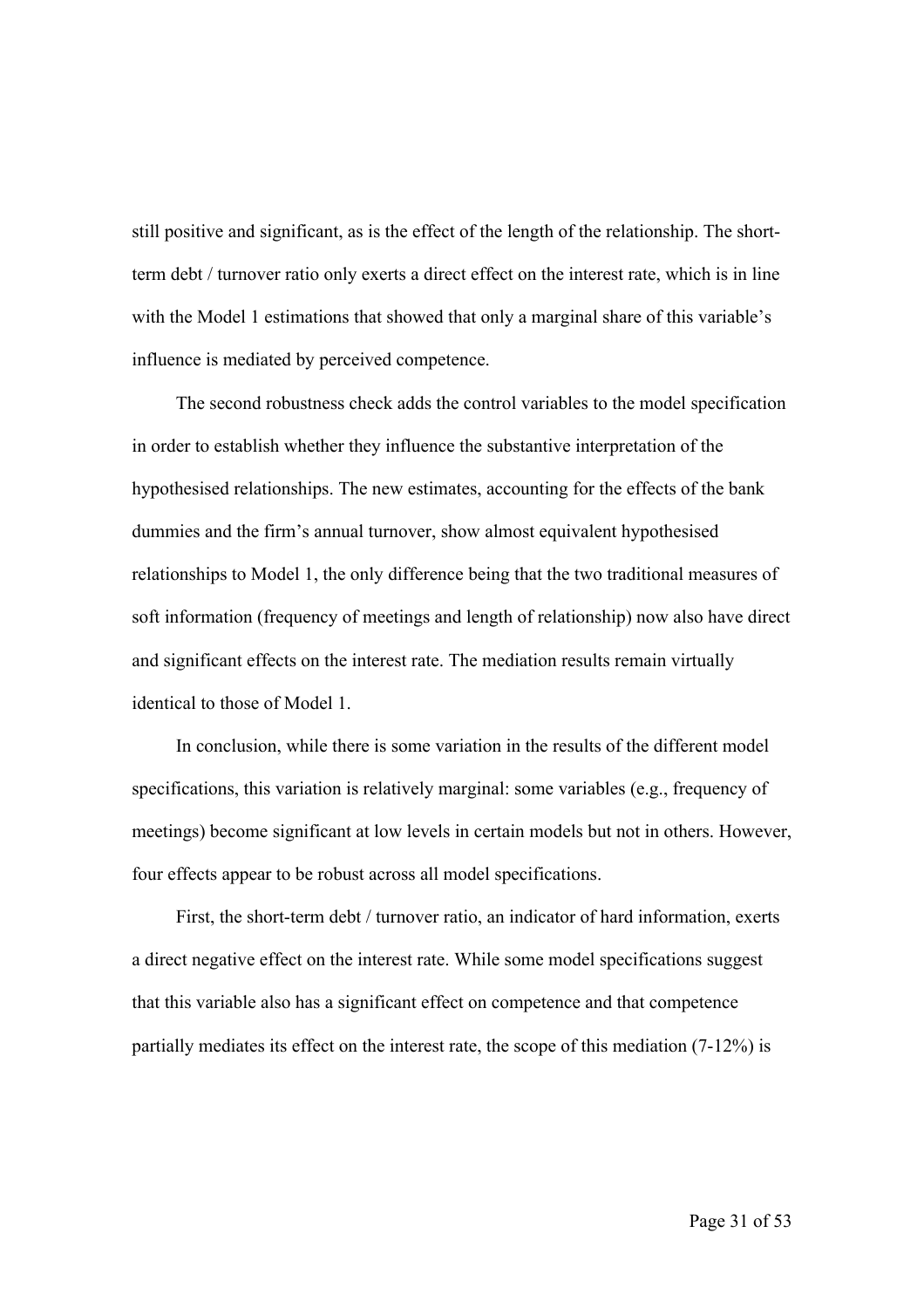still positive and significant, as is the effect of the length of the relationship. The short-term debt / turnover ratio only exerts a direct effect on the interest rate, which is in line with the Model 1 estimations that showed that only a marginal share of this variable's influence is mediated by perceived competence.

The second robustness check adds the control variables to the model specification in order to establish whether they influence the substantive interpretation of the hypothesised relationships. The new estimates, accounting for the effects of the bank dummies and the firm's annual turnover, show almost equivalent hypothesised relationships to Model 1, the only difference being that the two traditional measures of soft information (frequency of meetings and length of relationship) now also have direct and significant effects on the interest rate. The mediation results remain virtually identical to those of Model 1.

In conclusion, while there is some variation in the results of the different model specifications, this variation is relatively marginal: some variables (e.g., frequency of meetings) become significant at low levels in certain models but not in others. However, four effects appear to be robust across all model specifications.

First, the short-term debt / turnover ratio, an indicator of hard information, exerts a direct negative effect on the interest rate. While some model specifications suggest that this variable also has a significant effect on competence and that competence partially mediates its effect on the interest rate, the scope of this mediation (7-12%) is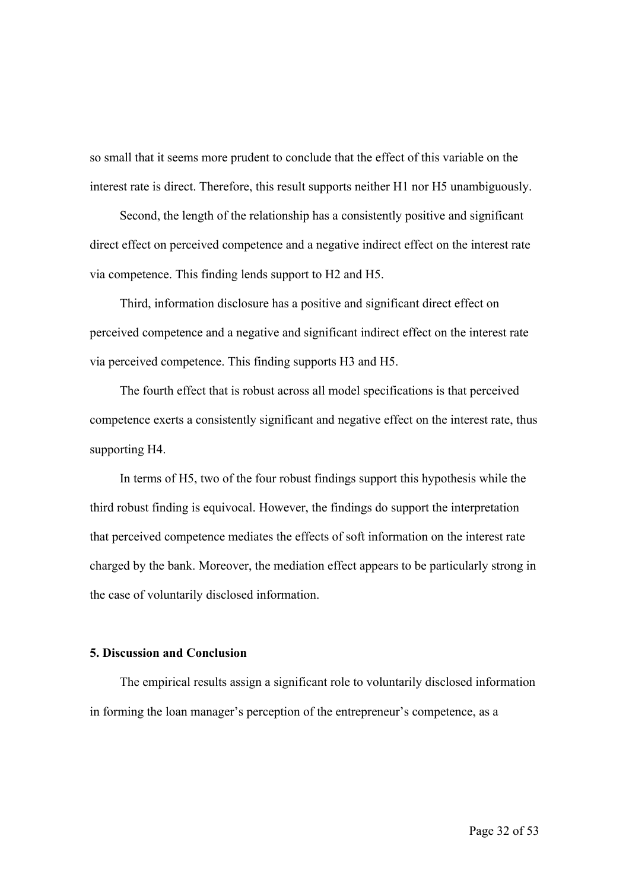so small that it seems more prudent to conclude that the effect of this variable on the interest rate is direct. Therefore, this result supports neither H1 nor H5 unambiguously.

Second, the length of the relationship has a consistently positive and significant direct effect on perceived competence and a negative indirect effect on the interest rate via competence. This finding lends support to H2 and H5.

Third, information disclosure has a positive and significant direct effect on perceived competence and a negative and significant indirect effect on the interest rate via perceived competence. This finding supports H3 and H5.

The fourth effect that is robust across all model specifications is that perceived competence exerts a consistently significant and negative effect on the interest rate, thus supporting H4.

In terms of H5, two of the four robust findings support this hypothesis while the third robust finding is equivocal. However, the findings do support the interpretation that perceived competence mediates the effects of soft information on the interest rate charged by the bank. Moreover, the mediation effect appears to be particularly strong in the case of voluntarily disclosed information.

## 5. Discussion and Conclusion

The empirical results assign a significant role to voluntarily disclosed information in forming the loan manager's perception of the entrepreneur's competence, as a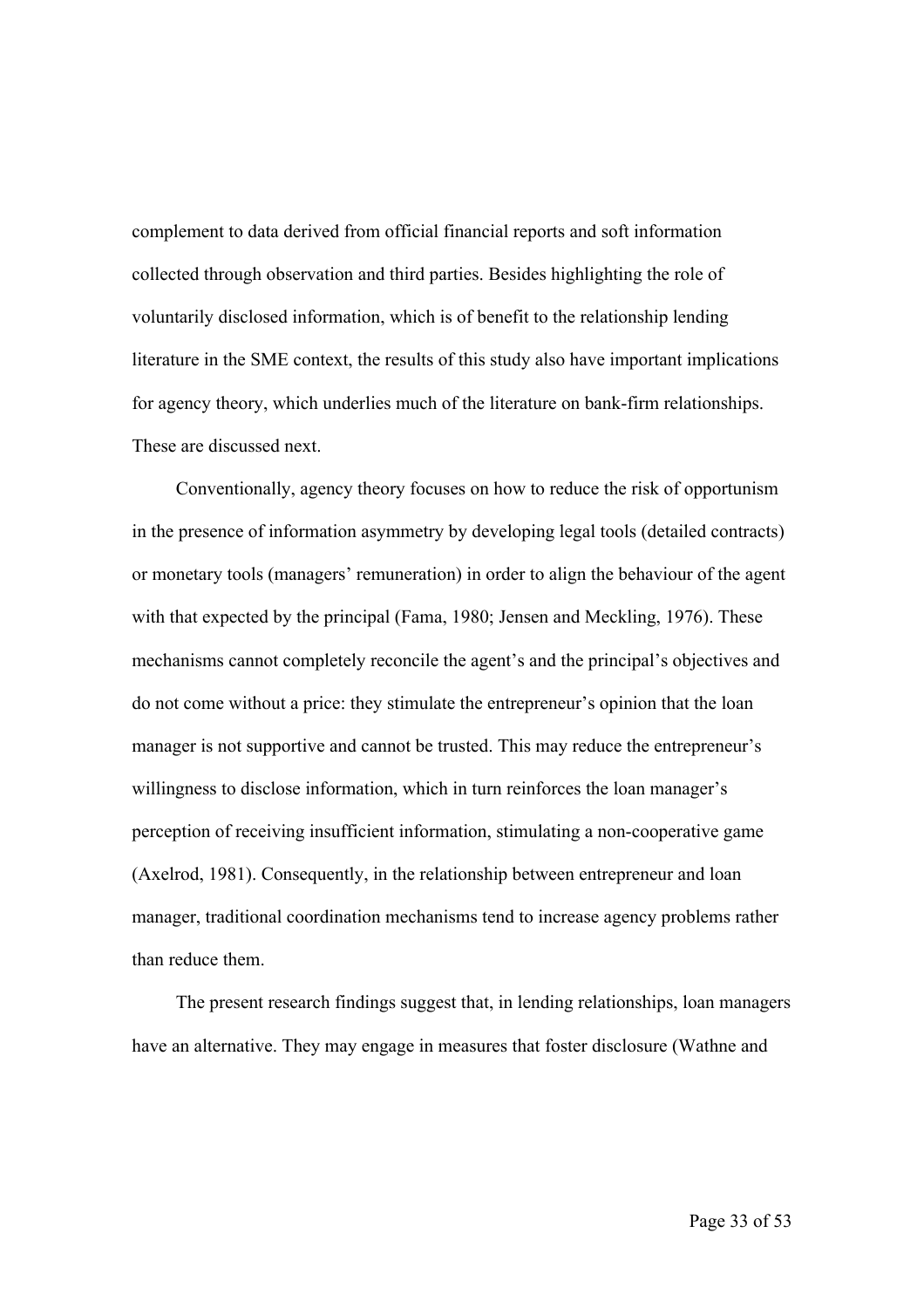complement to data derived from official financial reports and soft information collected through observation and third parties. Besides highlighting the role of voluntarily disclosed information, which is of benefit to the relationship lending literature in the SME context, the results of this study also have important implications for agency theory, which underlies much of the literature on bank-firm relationships. These are discussed next.

Conventionally, agency theory focuses on how to reduce the risk of opportunism in the presence of information asymmetry by developing legal tools (detailed contracts) or monetary tools (managers' remuneration) in order to align the behaviour of the agent with that expected by the principal (Fama, 1980; Jensen and Meckling, 1976). These mechanisms cannot completely reconcile the agent's and the principal's objectives and do not come without a price: they stimulate the entrepreneur's opinion that the loan manager is not supportive and cannot be trusted. This may reduce the entrepreneur's willingness to disclose information, which in turn reinforces the loan manager's perception of receiving insufficient information, stimulating a non-cooperative game (Axelrod, 1981). Consequently, in the relationship between entrepreneur and loan manager, traditional coordination mechanisms tend to increase agency problems rather than reduce them.

The present research findings suggest that, in lending relationships, loan managers have an alternative. They may engage in measures that foster disclosure (Wathne and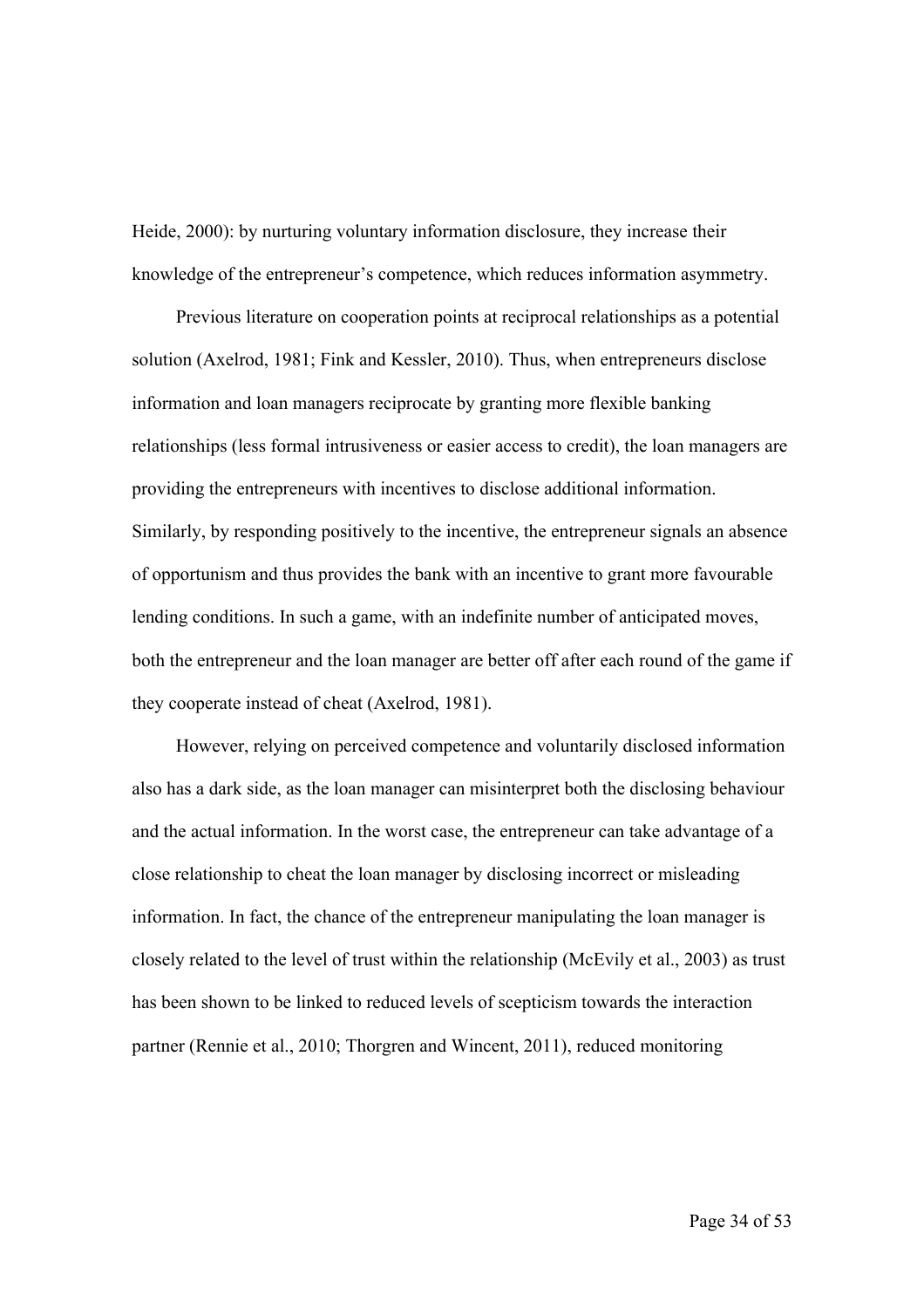Heide, 2000): by nurturing voluntary information disclosure, they increase their knowledge of the entrepreneur's competence, which reduces information asymmetry.

Previous literature on cooperation points at reciprocal relationships as a potential solution (Axelrod, 1981; Fink and Kessler, 2010). Thus, when entrepreneurs disclose information and loan managers reciprocate by granting more flexible banking relationships (less formal intrusiveness or easier access to credit), the loan managers are providing the entrepreneurs with incentives to disclose additional information. Similarly, by responding positively to the incentive, the entrepreneur signals an absence of opportunism and thus provides the bank with an incentive to grant more favourable lending conditions. In such a game, with an indefinite number of anticipated moves, both the entrepreneur and the loan manager are better off after each round of the game if they cooperate instead of cheat (Axelrod, 1981).

However, relying on perceived competence and voluntarily disclosed information also has a dark side, as the loan manager can misinterpret both the disclosing behaviour and the actual information. In the worst case, the entrepreneur can take advantage of a close relationship to cheat the loan manager by disclosing incorrect or misleading information. In fact, the chance of the entrepreneur manipulating the loan manager is closely related to the level of trust within the relationship (McEvily et al., 2003) as trust has been shown to be linked to reduced levels of scepticism towards the interaction partner (Rennie et al., 2010; Thorgren and Wincent, 2011), reduced monitoring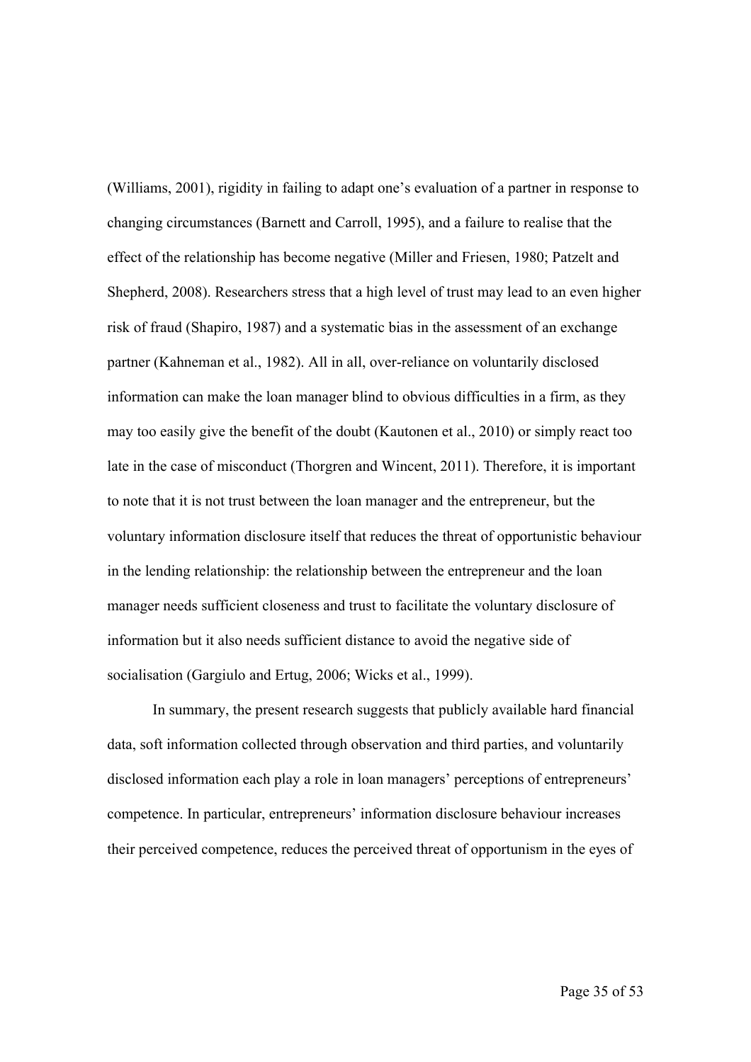(Williams, 2001), rigidity in failing to adapt one's evaluation of a partner in response to changing circumstances (Barnett and Carroll, 1995), and a failure to realise that the effect of the relationship has become negative (Miller and Friesen, 1980; Patzelt and Shepherd, 2008). Researchers stress that a high level of trust may lead to an even higher risk of fraud (Shapiro, 1987) and a systematic bias in the assessment of an exchange partner (Kahneman et al., 1982). All in all, over-reliance on voluntarily disclosed information can make the loan manager blind to obvious difficulties in a firm, as they may too easily give the benefit of the doubt (Kautonen et al., 2010) or simply react too late in the case of misconduct (Thorgren and Wincent, 2011). Therefore, it is important to note that it is not trust between the loan manager and the entrepreneur, but the voluntary information disclosure itself that reduces the threat of opportunistic behaviour in the lending relationship: the relationship between the entrepreneur and the loan manager needs sufficient closeness and trust to facilitate the voluntary disclosure of information but it also needs sufficient distance to avoid the negative side of socialisation (Gargiulo and Ertug, 2006; Wicks et al., 1999).

In summary, the present research suggests that publicly available hard financial data, soft information collected through observation and third parties, and voluntarily disclosed information each play a role in loan managers' perceptions of entrepreneurs' competence. In particular, entrepreneurs' information disclosure behaviour increases their perceived competence, reduces the perceived threat of opportunism in the eyes of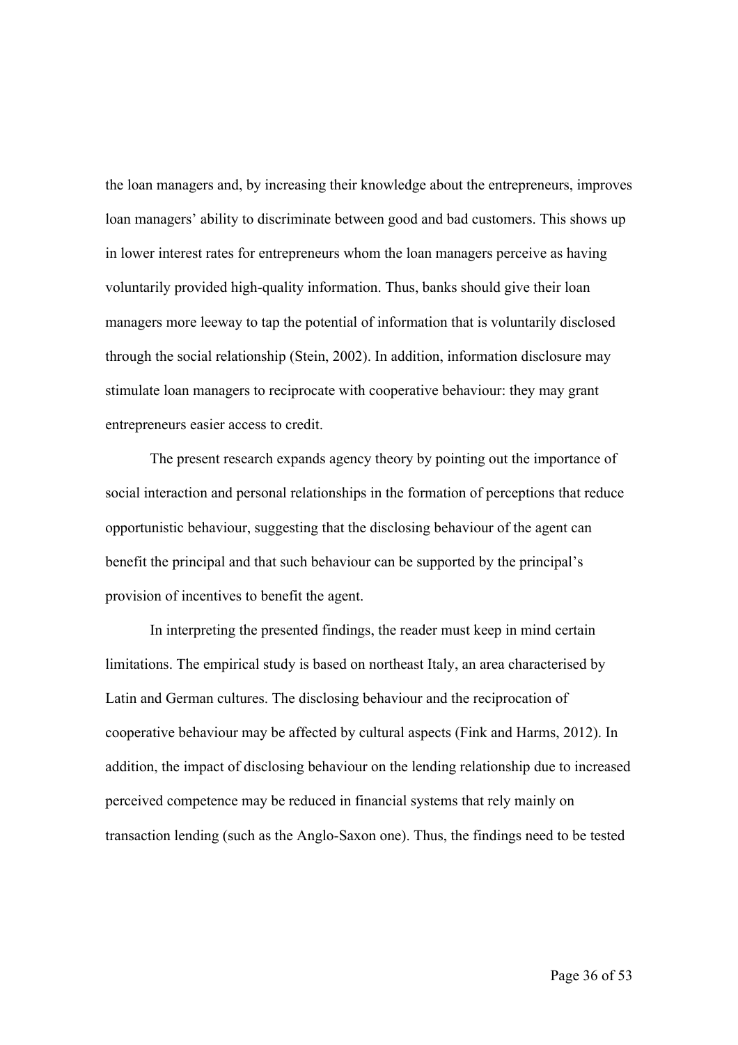the loan managers and, by increasing their knowledge about the entrepreneurs, improves loan managers' ability to discriminate between good and bad customers. This shows up in lower interest rates for entrepreneurs whom the loan managers perceive as having voluntarily provided high-quality information. Thus, banks should give their loan managers more leeway to tap the potential of information that is voluntarily disclosed through the social relationship (Stein, 2002). In addition, information disclosure may stimulate loan managers to reciprocate with cooperative behaviour: they may grant entrepreneurs easier access to credit.

The present research expands agency theory by pointing out the importance of social interaction and personal relationships in the formation of perceptions that reduce opportunistic behaviour, suggesting that the disclosing behaviour of the agent can benefit the principal and that such behaviour can be supported by the principal's provision of incentives to benefit the agent.

In interpreting the presented findings, the reader must keep in mind certain limitations. The empirical study is based on northeast Italy, an area characterised by Latin and German cultures. The disclosing behaviour and the reciprocation of cooperative behaviour may be affected by cultural aspects (Fink and Harms, 2012). In addition, the impact of disclosing behaviour on the lending relationship due to increased perceived competence may be reduced in financial systems that rely mainly on transaction lending (such as the Anglo-Saxon one). Thus, the findings need to be tested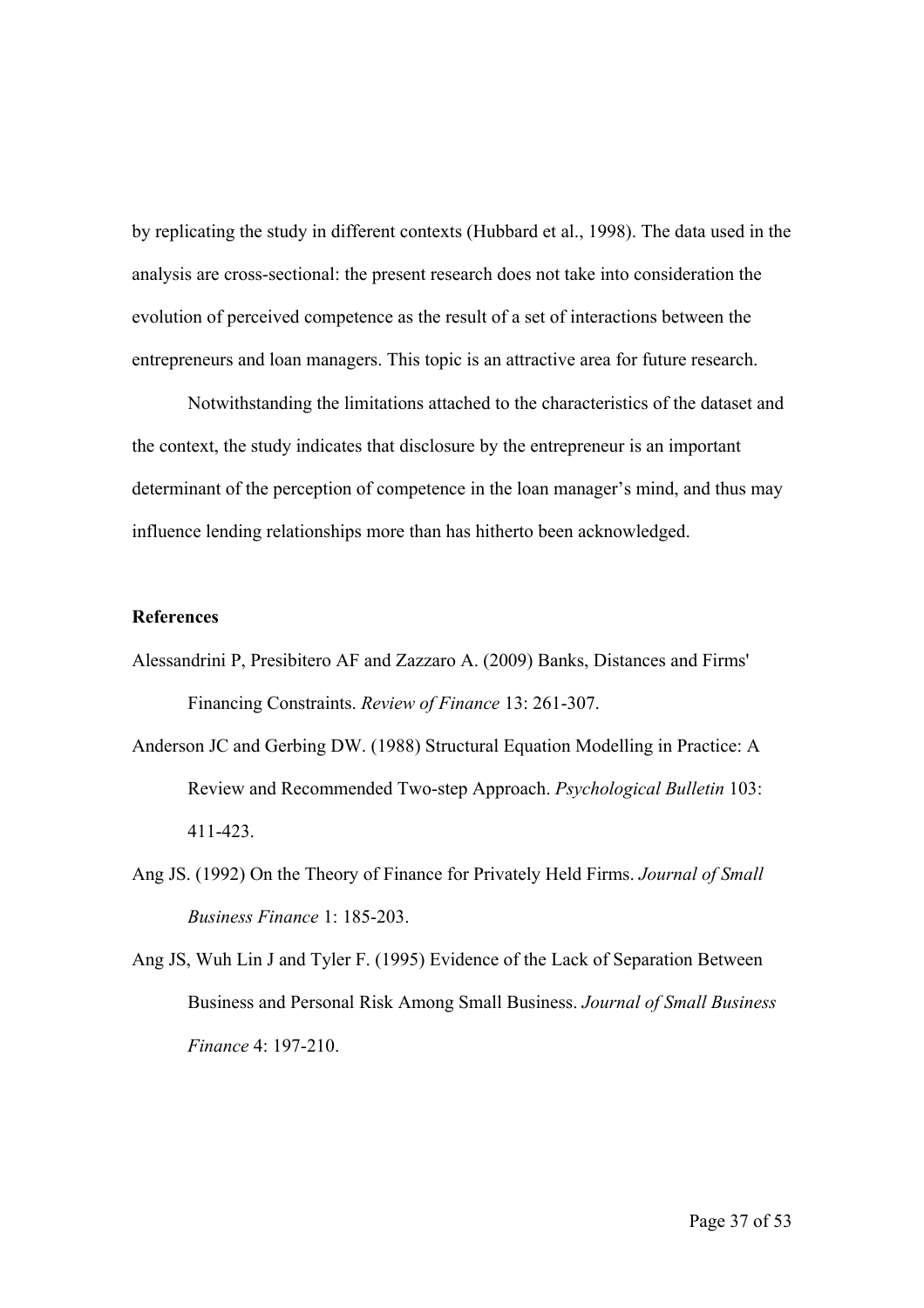by replicating the study in different contexts (Hubbard et al., 1998). The data used in the analysis are cross-sectional: the present research does not take into consideration the evolution of perceived competence as the result of a set of interactions between the entrepreneurs and loan managers. This topic is an attractive area for future research.

Notwithstanding the limitations attached to the characteristics of the dataset and the context, the study indicates that disclosure by the entrepreneur is an important determinant of the perception of competence in the loan manager's mind, and thus may influence lending relationships more than has hitherto been acknowledged.

**References**

Alessandrini P, Presibitero AF and Zazzaro A. (2009) Banks, Distances and Firms' Financing Constraints. *Review of Finance* 13: 261-307.

Anderson JC and Gerbing DW. (1988) Structural Equation Modelling in Practice: A Review and Recommended Two-step Approach. *Psychological Bulletin* 103: 411-423.

Ang JS. (1992) On the Theory of Finance for Privately Held Firms. *Journal of Small Business Finance* 1: 185-203.

Ang JS, Wuh Lin J and Tyler F. (1995) Evidence of the Lack of Separation Between Business and Personal Risk Among Small Business. *Journal of Small Business Finance* 4: 197-210.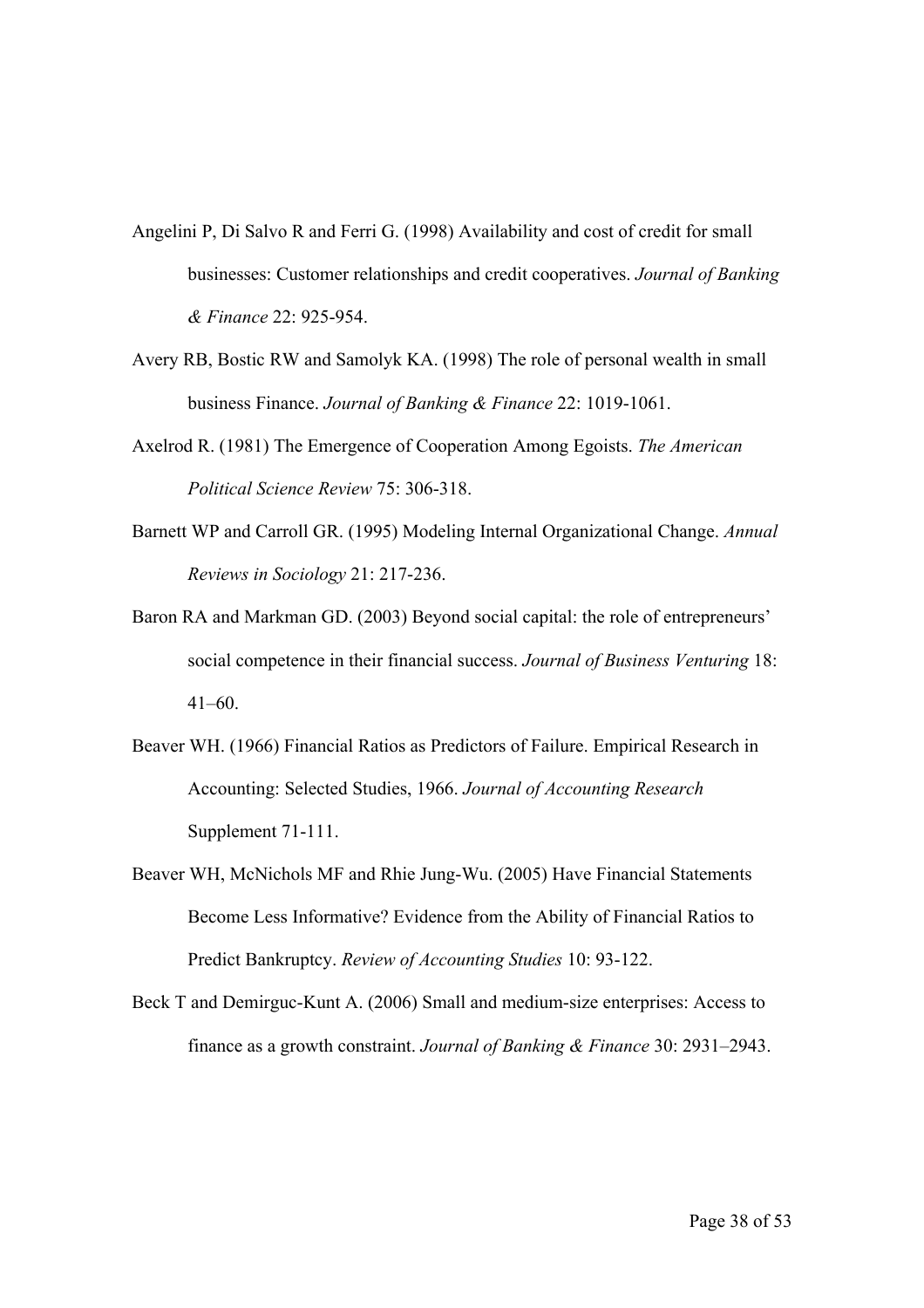Angelini P, Di Salvo R and Ferri G. (1998) Availability and cost of credit for small businesses: Customer relationships and credit cooperatives. *Journal of Banking & Finance* 22: 925-954.

Avery RB, Bostic RW and Samolyk KA. (1998) The role of personal wealth in small business Finance. *Journal of Banking & Finance* 22: 1019-1061.

Axelrod R. (1981) The Emergence of Cooperation Among Egoists. *The American Political Science Review* 75: 306-318.

Barnett WP and Carroll GR. (1995) Modeling Internal Organizational Change. *Annual Reviews in Sociology* 21: 217-236.

Baron RA and Markman GD. (2003) Beyond social capital: the role of entrepreneurs' social competence in their financial success. *Journal of Business Venturing* 18: 41–60.

Beaver WH. (1966) Financial Ratios as Predictors of Failure. Empirical Research in Accounting: Selected Studies, 1966. *Journal of Accounting Research* Supplement 71-111.

Beaver WH, McNichols MF and Rhie Jung-Wu. (2005) Have Financial Statements Become Less Informative? Evidence from the Ability of Financial Ratios to Predict Bankruptcy. *Review of Accounting Studies* 10: 93-122.

Beck T and Demirguc-Kunt A. (2006) Small and medium-size enterprises: Access to finance as a growth constraint. *Journal of Banking & Finance* 30: 2931–2943.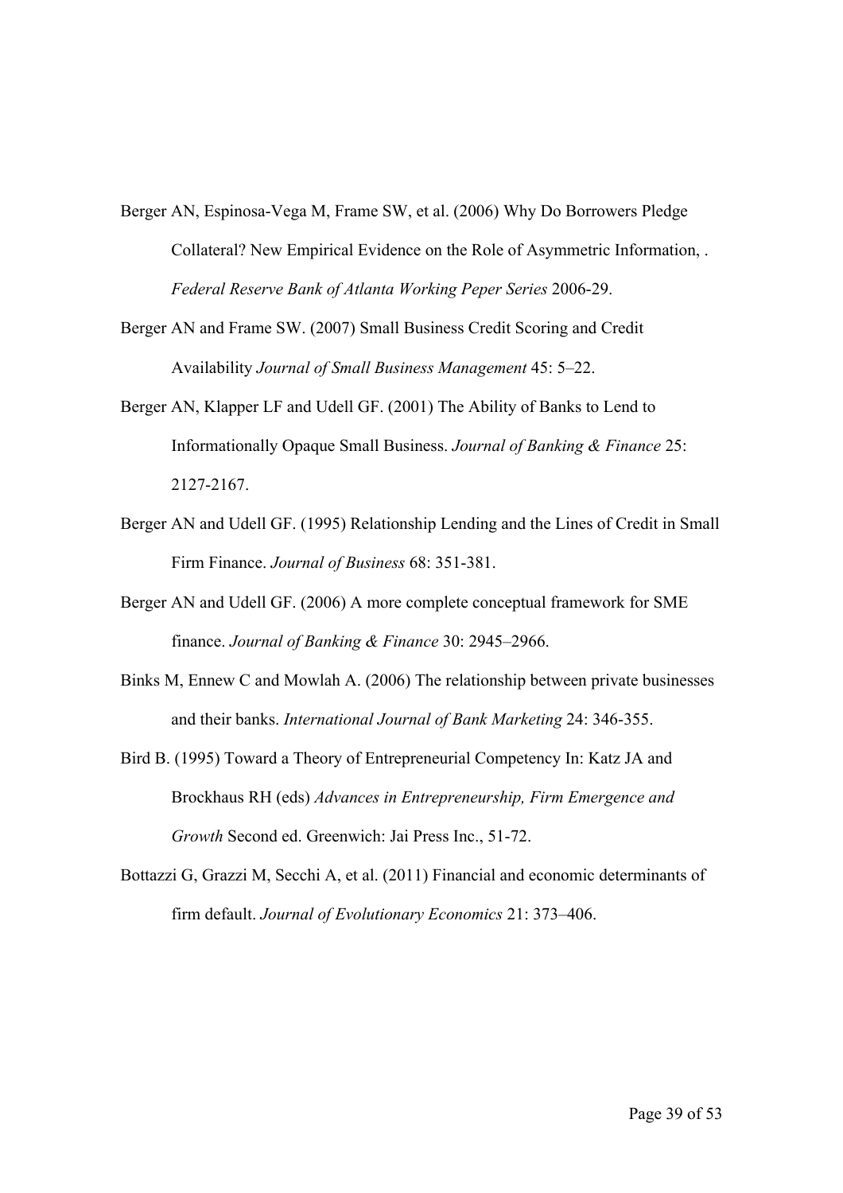Berger AN, Espinosa-Vega M, Frame SW, et al. (2006) Why Do Borrowers Pledge Collateral? New Empirical Evidence on the Role of Asymmetric Information, . *Federal Reserve Bank of Atlanta Working Peper Series* 2006-29.

Berger AN and Frame SW. (2007) Small Business Credit Scoring and Credit Availability *Journal of Small Business Management* 45: 5–22.

Berger AN, Klapper LF and Udell GF. (2001) The Ability of Banks to Lend to Informationally Opaque Small Business. *Journal of Banking & Finance* 25: 2127-2167.

Berger AN and Udell GF. (1995) Relationship Lending and the Lines of Credit in Small Firm Finance. *Journal of Business* 68: 351-381.

Berger AN and Udell GF. (2006) A more complete conceptual framework for SME finance. *Journal of Banking & Finance* 30: 2945–2966.

Binks M, Ennew C and Mowlah A. (2006) The relationship between private businesses and their banks. *International Journal of Bank Marketing* 24: 346-355.

Bird B. (1995) Toward a Theory of Entrepreneurial Competency In: Katz JA and Brockhaus RH (eds) *Advances in Entrepreneurship, Firm Emergence and Growth* Second ed. Greenwich: Jai Press Inc., 51-72.

Bottazzi G, Grazzi M, Secchi A, et al. (2011) Financial and economic determinants of firm default. *Journal of Evolutionary Economics* 21: 373–406.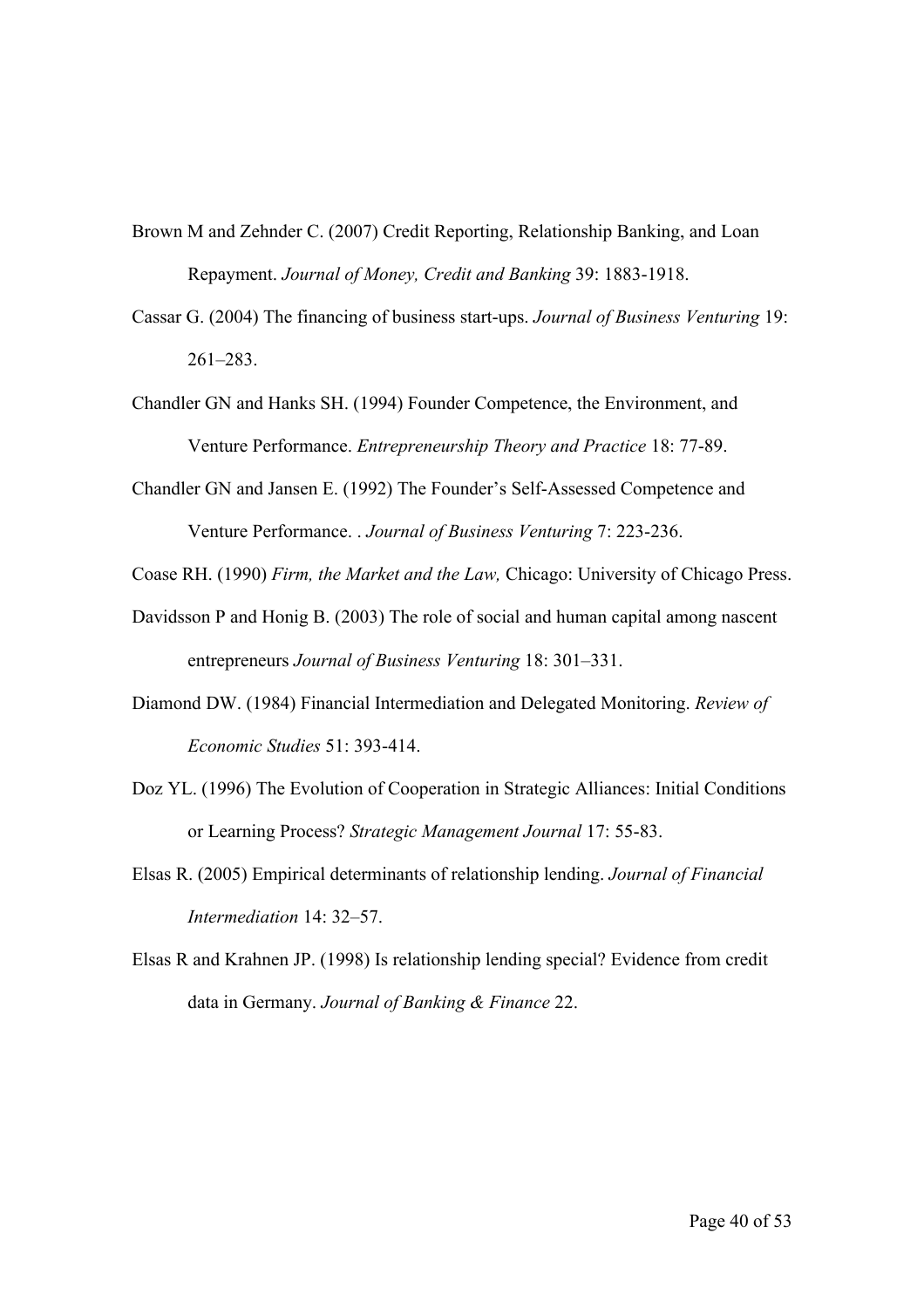Brown M and Zehnder C. (2007) Credit Reporting, Relationship Banking, and Loan Repayment. *Journal of Money, Credit and Banking* 39: 1883-1918.

Cassar G. (2004) The financing of business start-ups. *Journal of Business Venturing* 19: 261–283.

Chandler GN and Hanks SH. (1994) Founder Competence, the Environment, and Venture Performance. *Entrepreneurship Theory and Practice* 18: 77-89.

Chandler GN and Jansen E. (1992) The Founder's Self-Assessed Competence and Venture Performance. . *Journal of Business Venturing* 7: 223-236.

Coase RH. (1990) *Firm, the Market and the Law,* Chicago: University of Chicago Press.

Davidsson P and Honig B. (2003) The role of social and human capital among nascent entrepreneurs *Journal of Business Venturing* 18: 301–331.

Diamond DW. (1984) Financial Intermediation and Delegated Monitoring. *Review of Economic Studies* 51: 393-414.

Doz YL. (1996) The Evolution of Cooperation in Strategic Alliances: Initial Conditions or Learning Process? *Strategic Management Journal* 17: 55-83.

Elsas R. (2005) Empirical determinants of relationship lending. *Journal of Financial Intermediation* 14: 32–57.

Elsas R and Krahnen JP. (1998) Is relationship lending special? Evidence from credit data in Germany. *Journal of Banking & Finance* 22.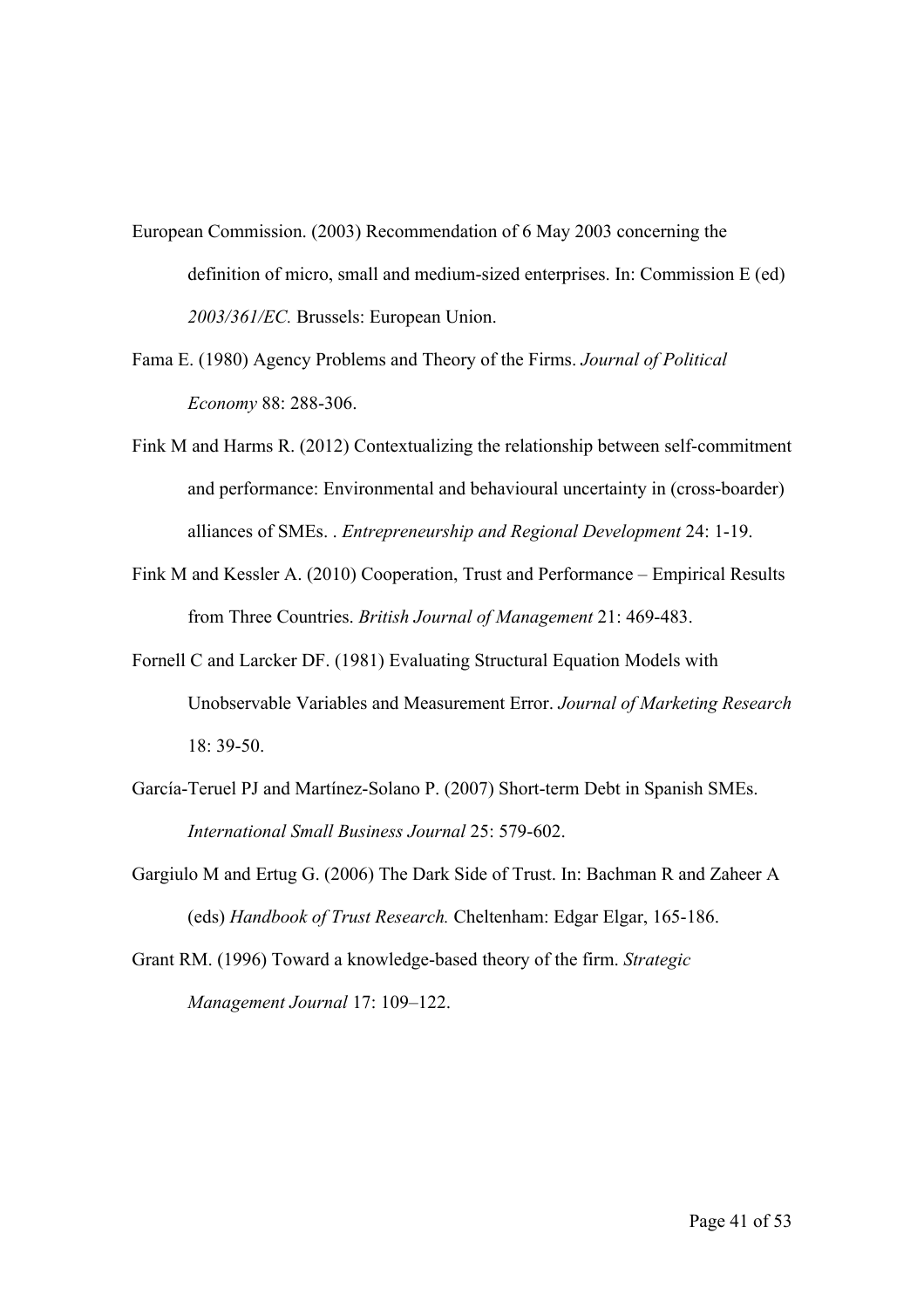European Commission. (2003) Recommendation of 6 May 2003 concerning the definition of micro, small and medium-sized enterprises. In: Commission E (ed) *2003/361/EC.* Brussels: European Union.

Fama E. (1980) Agency Problems and Theory of the Firms. *Journal of Political Economy* 88: 288-306.

Fink M and Harms R. (2012) Contextualizing the relationship between self-commitment and performance: Environmental and behavioural uncertainty in (cross-boarder) alliances of SMEs. . *Entrepreneurship and Regional Development* 24: 1-19.

Fink M and Kessler A. (2010) Cooperation, Trust and Performance – Empirical Results from Three Countries. *British Journal of Management* 21: 469-483.

Fornell C and Larcker DF. (1981) Evaluating Structural Equation Models with Unobservable Variables and Measurement Error. *Journal of Marketing Research* 18: 39-50.

García-Teruel PJ and Martínez-Solano P. (2007) Short-term Debt in Spanish SMEs. *International Small Business Journal* 25: 579-602.

Gargiulo M and Ertug G. (2006) The Dark Side of Trust. In: Bachman R and Zaheer A (eds) *Handbook of Trust Research.* Cheltenham: Edgar Elgar, 165-186.

Grant RM. (1996) Toward a knowledge-based theory of the firm. *Strategic Management Journal* 17: 109–122.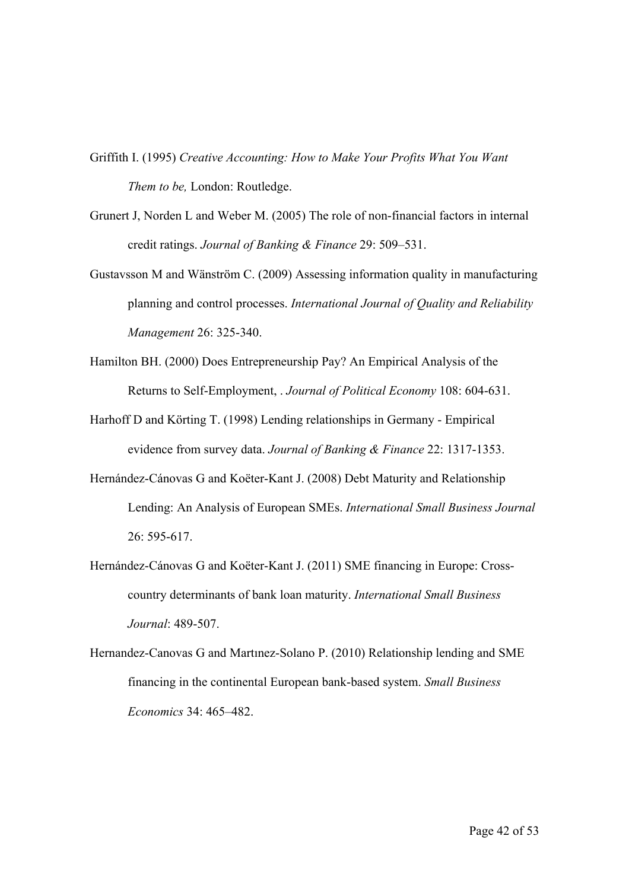Griffith I. (1995) *Creative Accounting: How to Make Your Profits What You Want Them to be,* London: Routledge.

Grunert J, Norden L and Weber M. (2005) The role of non-financial factors in internal credit ratings. *Journal of Banking & Finance* 29: 509–531.

Gustavsson M and Wänström C. (2009) Assessing information quality in manufacturing planning and control processes. *International Journal of Quality and Reliability Management* 26: 325-340.

Hamilton BH. (2000) Does Entrepreneurship Pay? An Empirical Analysis of the Returns to Self-Employment, . *Journal of Political Economy* 108: 604-631.

Harhoff D and Körting T. (1998) Lending relationships in Germany - Empirical evidence from survey data. *Journal of Banking & Finance* 22: 1317-1353.

Hernández-Cánovas G and Koëter-Kant J. (2008) Debt Maturity and Relationship Lending: An Analysis of European SMEs. *International Small Business Journal* 26: 595-617.

Hernández-Cánovas G and Koëter-Kant J. (2011) SME financing in Europe: Cross-country determinants of bank loan maturity. *International Small Business Journal*: 489-507.

Hernandez-Canovas G and Martınez-Solano P. (2010) Relationship lending and SME financing in the continental European bank-based system. *Small Business Economics* 34: 465–482.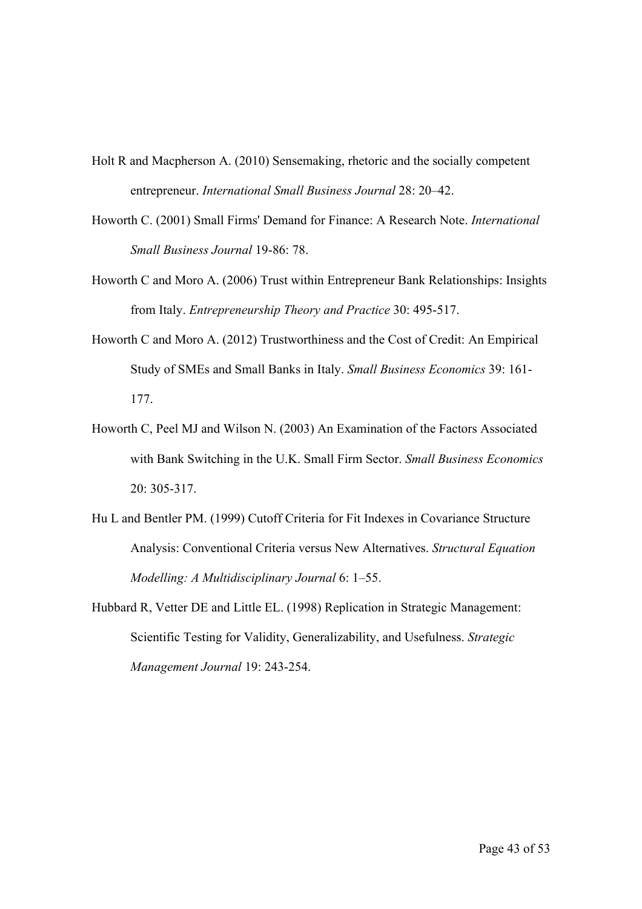Holt R and Macpherson A. (2010) Sensemaking, rhetoric and the socially competent entrepreneur. *International Small Business Journal* 28: 20–42.

Howorth C. (2001) Small Firms' Demand for Finance: A Research Note. *International Small Business Journal* 19-86: 78.

Howorth C and Moro A. (2006) Trust within Entrepreneur Bank Relationships: Insights from Italy. *Entrepreneurship Theory and Practice* 30: 495-517.

Howorth C and Moro A. (2012) Trustworthiness and the Cost of Credit: An Empirical Study of SMEs and Small Banks in Italy. *Small Business Economics* 39: 161-177.

Howorth C, Peel MJ and Wilson N. (2003) An Examination of the Factors Associated with Bank Switching in the U.K. Small Firm Sector. *Small Business Economics* 20: 305-317.

Hu L and Bentler PM. (1999) Cutoff Criteria for Fit Indexes in Covariance Structure Analysis: Conventional Criteria versus New Alternatives. *Structural Equation Modelling: A Multidisciplinary Journal* 6: 1–55.

Hubbard R, Vetter DE and Little EL. (1998) Replication in Strategic Management: Scientific Testing for Validity, Generalizability, and Usefulness. *Strategic Management Journal* 19: 243-254.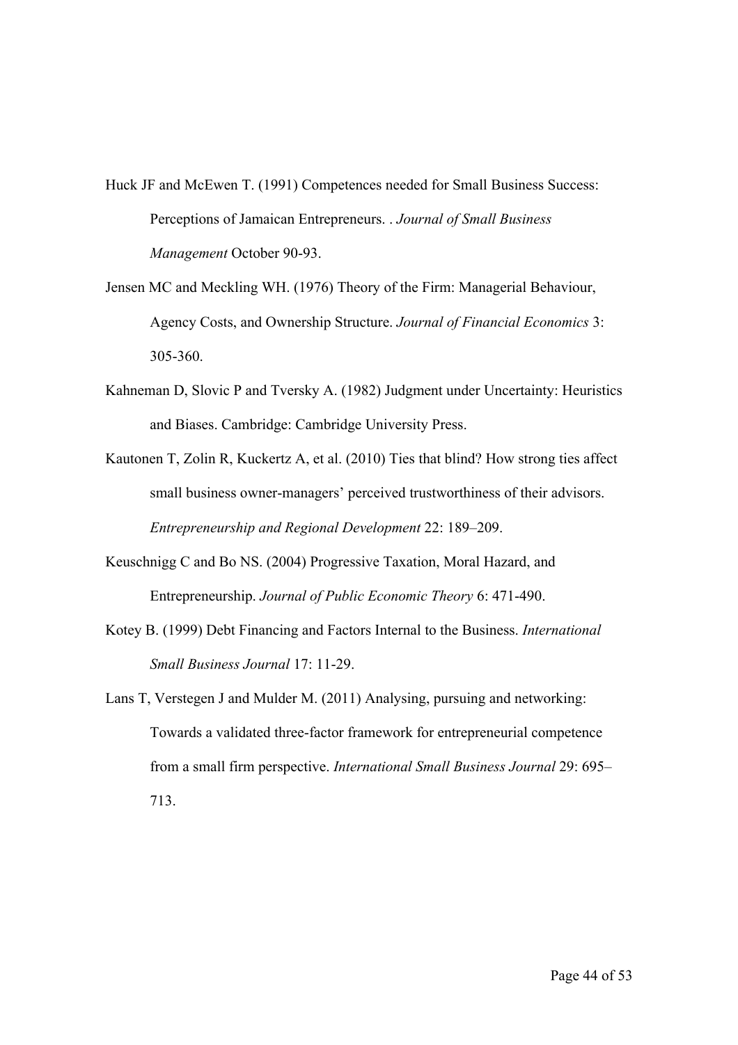Huck JF and McEwen T. (1991) Competences needed for Small Business Success: Perceptions of Jamaican Entrepreneurs. . *Journal of Small Business Management* October 90-93.

Jensen MC and Meckling WH. (1976) Theory of the Firm: Managerial Behaviour, Agency Costs, and Ownership Structure. *Journal of Financial Economics* 3: 305-360.

Kahneman D, Slovic P and Tversky A. (1982) Judgment under Uncertainty: Heuristics and Biases. Cambridge: Cambridge University Press.

Kautonen T, Zolin R, Kuckertz A, et al. (2010) Ties that blind? How strong ties affect small business owner-managers' perceived trustworthiness of their advisors. *Entrepreneurship and Regional Development* 22: 189–209.

Keuschnigg C and Bo NS. (2004) Progressive Taxation, Moral Hazard, and Entrepreneurship. *Journal of Public Economic Theory* 6: 471-490.

Kotey B. (1999) Debt Financing and Factors Internal to the Business. *International Small Business Journal* 17: 11-29.

Lans T, Verstegen J and Mulder M. (2011) Analysing, pursuing and networking: Towards a validated three-factor framework for entrepreneurial competence from a small firm perspective. *International Small Business Journal* 29: 695–713.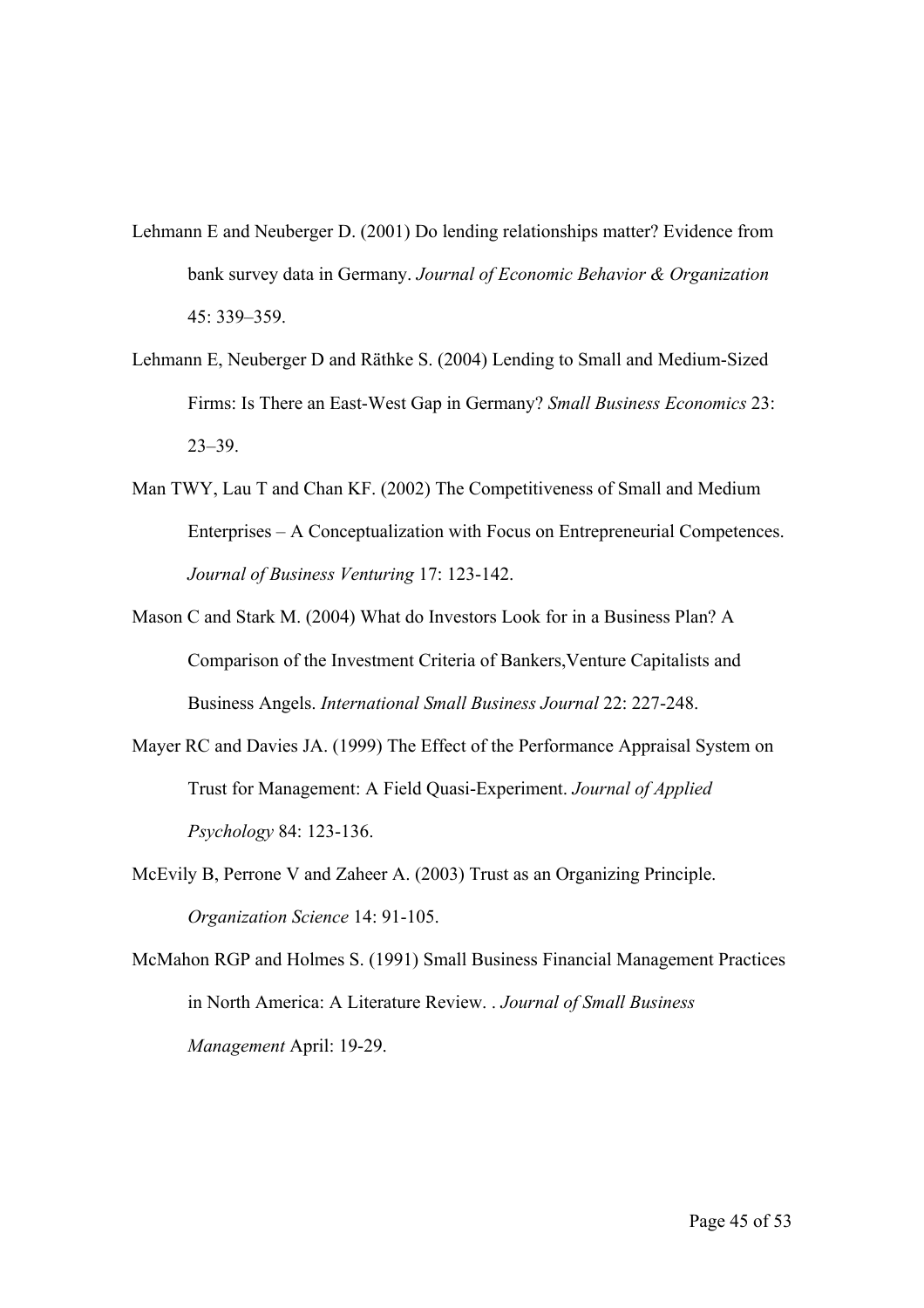Lehmann E and Neuberger D. (2001) Do lending relationships matter? Evidence from bank survey data in Germany. *Journal of Economic Behavior & Organization* 45: 339–359.

Lehmann E, Neuberger D and Räthke S. (2004) Lending to Small and Medium-Sized Firms: Is There an East-West Gap in Germany? *Small Business Economics* 23: 23–39.

Man TWY, Lau T and Chan KF. (2002) The Competitiveness of Small and Medium Enterprises – A Conceptualization with Focus on Entrepreneurial Competences. *Journal of Business Venturing* 17: 123-142.

Mason C and Stark M. (2004) What do Investors Look for in a Business Plan? A Comparison of the Investment Criteria of Bankers,Venture Capitalists and Business Angels. *International Small Business Journal* 22: 227-248.

Mayer RC and Davies JA. (1999) The Effect of the Performance Appraisal System on Trust for Management: A Field Quasi-Experiment. *Journal of Applied Psychology* 84: 123-136.

McEvily B, Perrone V and Zaheer A. (2003) Trust as an Organizing Principle. *Organization Science* 14: 91-105.

McMahon RGP and Holmes S. (1991) Small Business Financial Management Practices in North America: A Literature Review. . *Journal of Small Business Management* April: 19-29.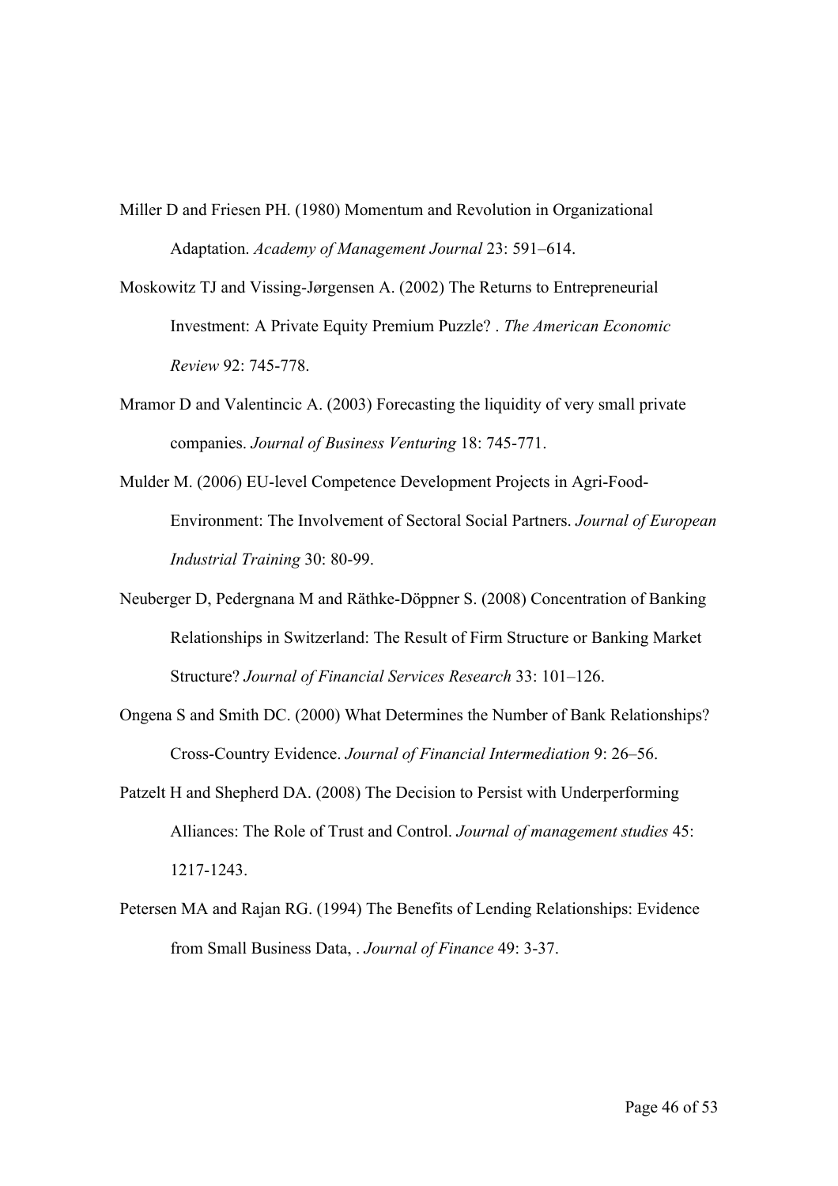Miller D and Friesen PH. (1980) Momentum and Revolution in Organizational Adaptation. *Academy of Management Journal* 23: 591–614.

Moskowitz TJ and Vissing-Jørgensen A. (2002) The Returns to Entrepreneurial Investment: A Private Equity Premium Puzzle? . *The American Economic Review* 92: 745-778.

Mramor D and Valentincic A. (2003) Forecasting the liquidity of very small private companies. *Journal of Business Venturing* 18: 745-771.

Mulder M. (2006) EU-level Competence Development Projects in Agri-Food-Environment: The Involvement of Sectoral Social Partners. *Journal of European Industrial Training* 30: 80-99.

Neuberger D, Pedergnana M and Räthke-Döppner S. (2008) Concentration of Banking Relationships in Switzerland: The Result of Firm Structure or Banking Market Structure? *Journal of Financial Services Research* 33: 101–126.

Ongena S and Smith DC. (2000) What Determines the Number of Bank Relationships? Cross-Country Evidence. *Journal of Financial Intermediation* 9: 26–56.

Patzelt H and Shepherd DA. (2008) The Decision to Persist with Underperforming Alliances: The Role of Trust and Control. *Journal of management studies* 45: 1217-1243.

Petersen MA and Rajan RG. (1994) The Benefits of Lending Relationships: Evidence from Small Business Data, . *Journal of Finance* 49: 3-37.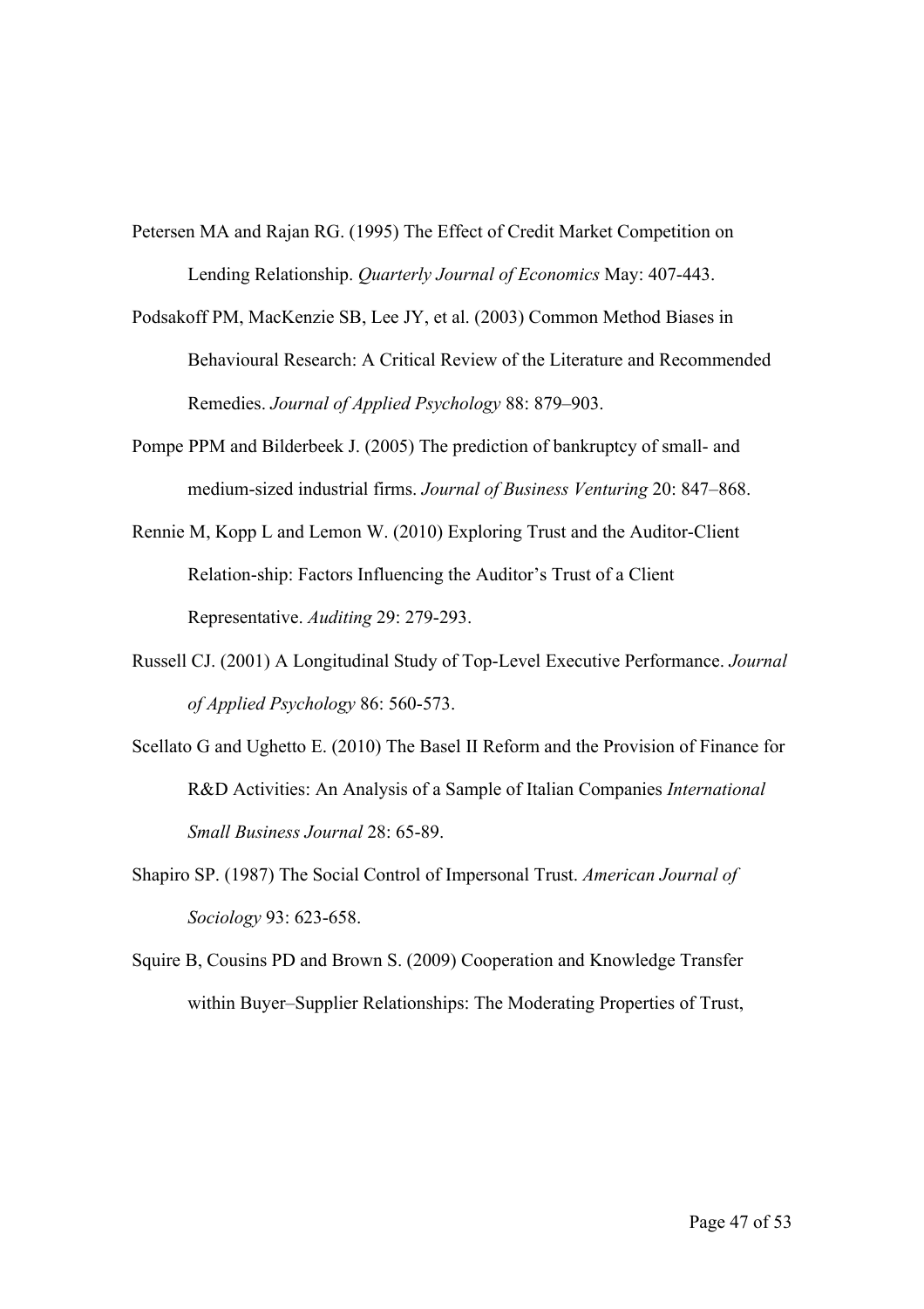Petersen MA and Rajan RG. (1995) The Effect of Credit Market Competition on Lending Relationship. *Quarterly Journal of Economics* May: 407-443.

Podsakoff PM, MacKenzie SB, Lee JY, et al. (2003) Common Method Biases in Behavioural Research: A Critical Review of the Literature and Recommended Remedies. *Journal of Applied Psychology* 88: 879–903.

Pompe PPM and Bilderbeek J. (2005) The prediction of bankruptcy of small- and medium-sized industrial firms. *Journal of Business Venturing* 20: 847–868.

Rennie M, Kopp L and Lemon W. (2010) Exploring Trust and the Auditor-Client Relation-ship: Factors Influencing the Auditor's Trust of a Client Representative. *Auditing* 29: 279-293.

Russell CJ. (2001) A Longitudinal Study of Top-Level Executive Performance. *Journal of Applied Psychology* 86: 560-573.

Scellato G and Ughetto E. (2010) The Basel II Reform and the Provision of Finance for R&D Activities: An Analysis of a Sample of Italian Companies *International Small Business Journal* 28: 65-89.

Shapiro SP. (1987) The Social Control of Impersonal Trust. *American Journal of Sociology* 93: 623-658.

Squire B, Cousins PD and Brown S. (2009) Cooperation and Knowledge Transfer within Buyer–Supplier Relationships: The Moderating Properties of Trust,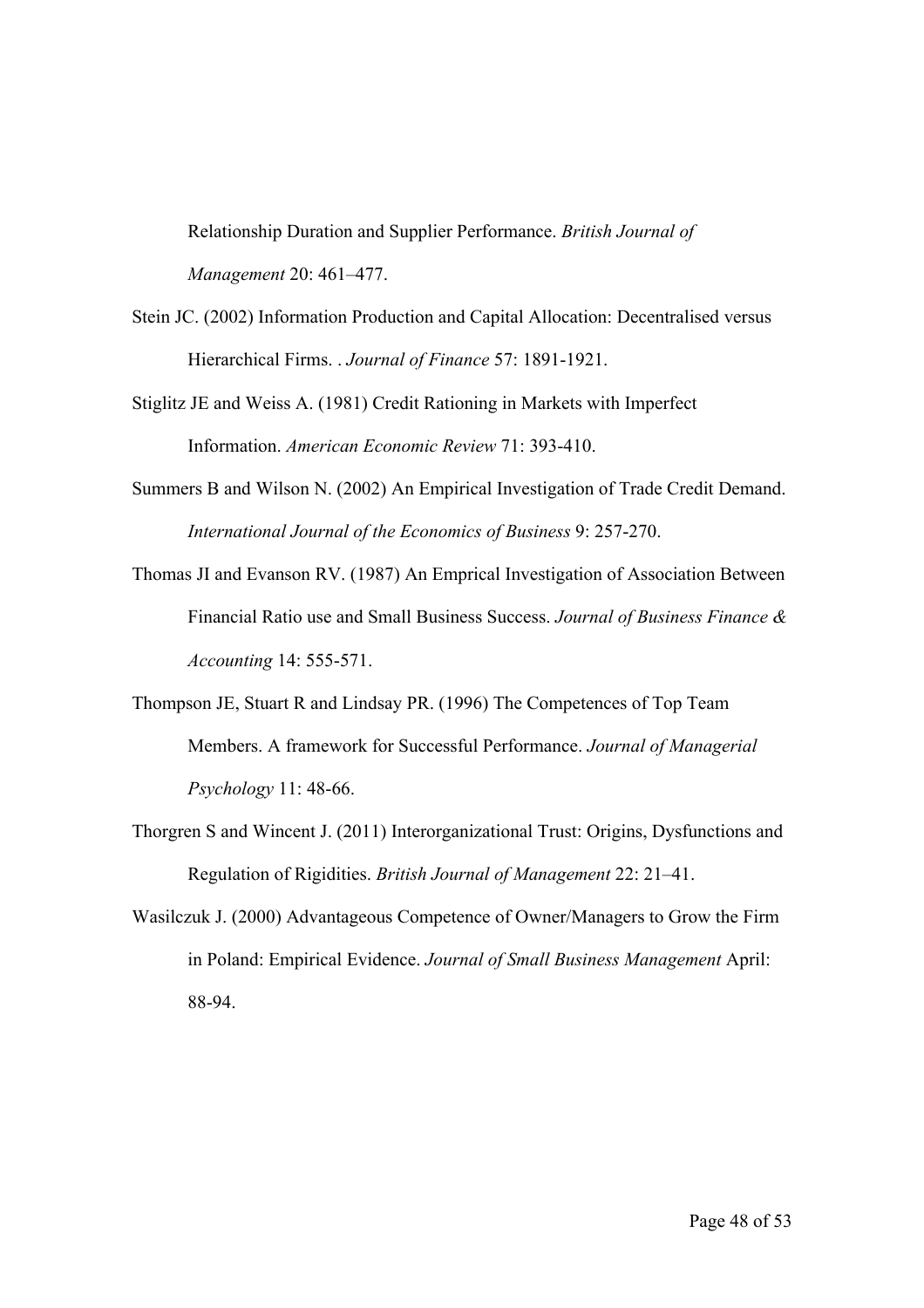Relationship Duration and Supplier Performance. *British Journal of Management* 20: 461–477.

Stein JC. (2002) Information Production and Capital Allocation: Decentralised versus Hierarchical Firms. . *Journal of Finance* 57: 1891-1921.

Stiglitz JE and Weiss A. (1981) Credit Rationing in Markets with Imperfect Information. *American Economic Review* 71: 393-410.

Summers B and Wilson N. (2002) An Empirical Investigation of Trade Credit Demand. *International Journal of the Economics of Business* 9: 257-270.

Thomas JI and Evanson RV. (1987) An Emprical Investigation of Association Between Financial Ratio use and Small Business Success. *Journal of Business Finance & Accounting* 14: 555-571.

Thompson JE, Stuart R and Lindsay PR. (1996) The Competences of Top Team Members. A framework for Successful Performance. *Journal of Managerial Psychology* 11: 48-66.

Thorgren S and Wincent J. (2011) Interorganizational Trust: Origins, Dysfunctions and Regulation of Rigidities. *British Journal of Management* 22: 21–41.

Wasilczuk J. (2000) Advantageous Competence of Owner/Managers to Grow the Firm in Poland: Empirical Evidence. *Journal of Small Business Management* April: 88-94.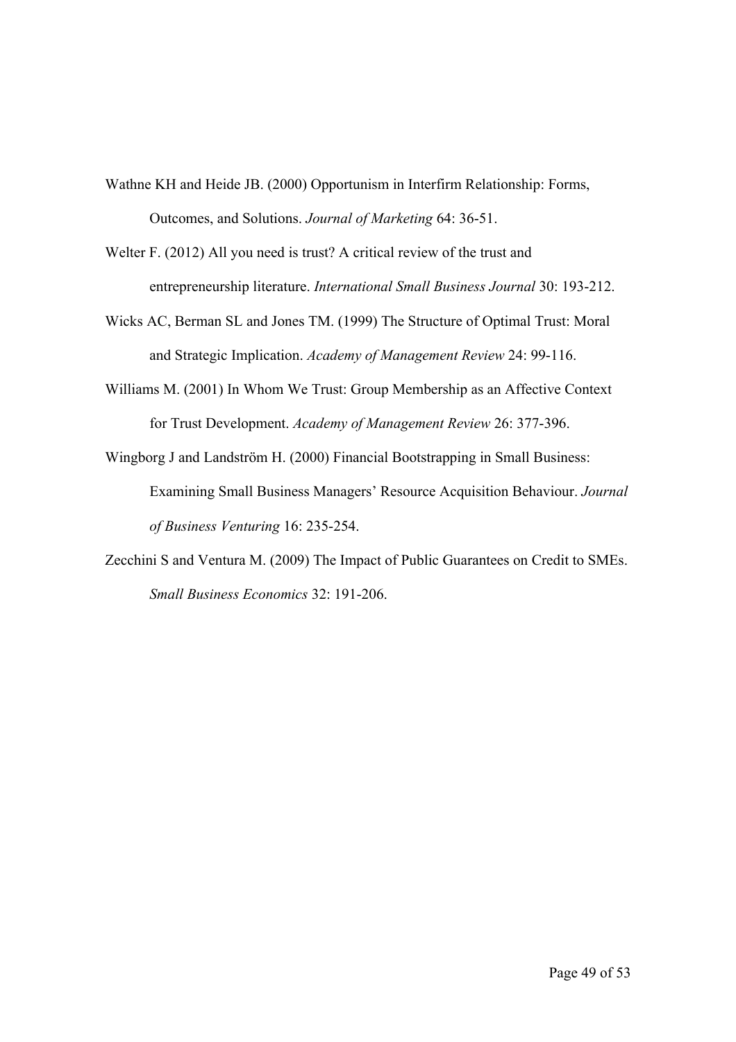Wathne KH and Heide JB. (2000) Opportunism in Interfirm Relationship: Forms, Outcomes, and Solutions. *Journal of Marketing* 64: 36-51.

Welter F. (2012) All you need is trust? A critical review of the trust and entrepreneurship literature. *International Small Business Journal* 30: 193-212.

Wicks AC, Berman SL and Jones TM. (1999) The Structure of Optimal Trust: Moral and Strategic Implication. *Academy of Management Review* 24: 99-116.

Williams M. (2001) In Whom We Trust: Group Membership as an Affective Context for Trust Development. *Academy of Management Review* 26: 377-396.

Wingborg J and Landström H. (2000) Financial Bootstrapping in Small Business: Examining Small Business Managers' Resource Acquisition Behaviour. *Journal of Business Venturing* 16: 235-254.

Zecchini S and Ventura M. (2009) The Impact of Public Guarantees on Credit to SMEs. *Small Business Economics* 32: 191-206.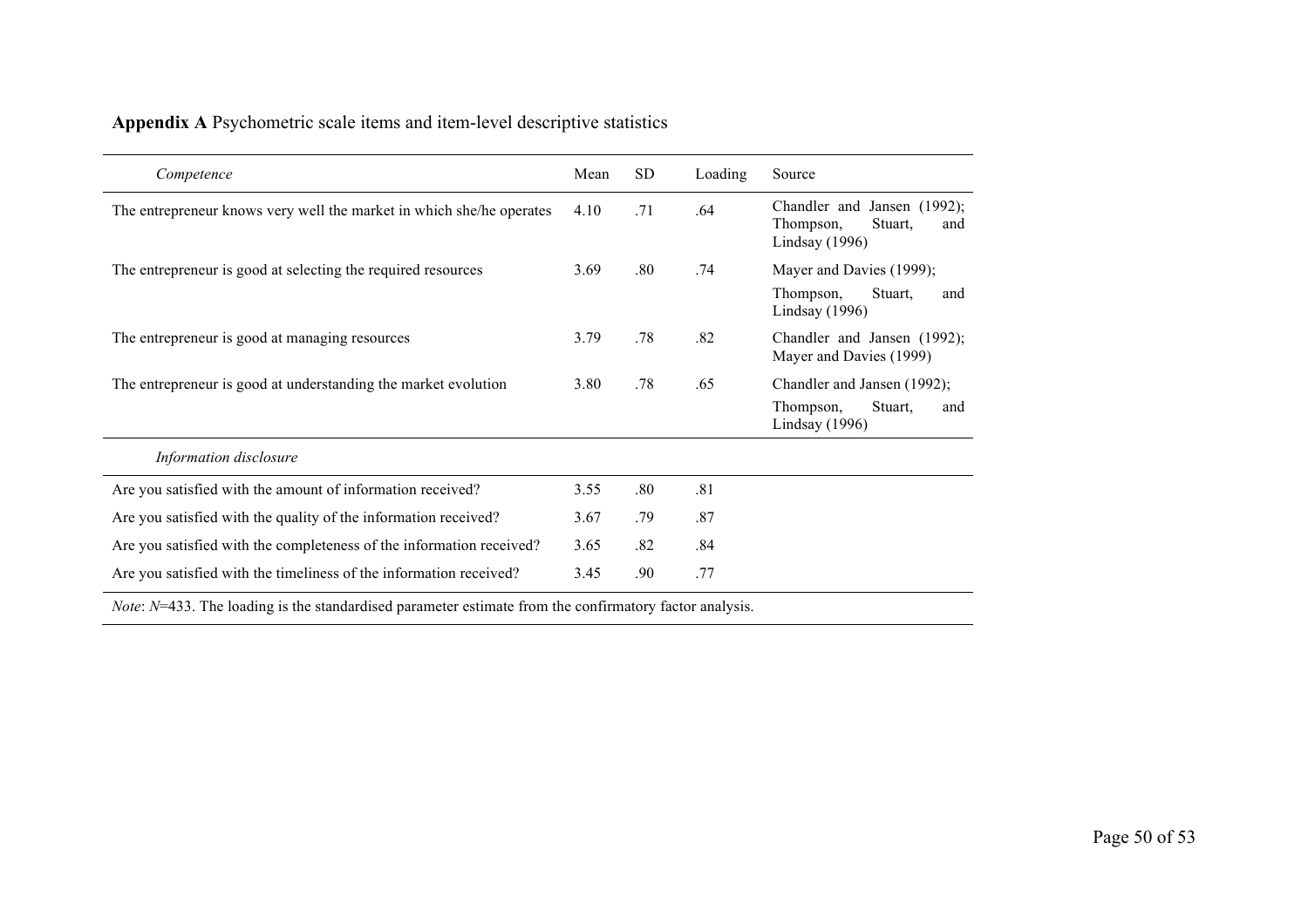**Appendix A** Psychometric scale items and item-level descriptive statistics

| *Competence* | Mean | SD | Loading | Source |
|---|---|---|---|---|
| The entrepreneur knows very well the market in which she/he operates | 4.10 | .71 | .64 | Chandler and Jansen (1992); Thompson, Stuart, and Lindsay (1996) |
| The entrepreneur is good at selecting the required resources | 3.69 | .80 | .74 | Mayer and Davies (1999); Thompson, Stuart, and Lindsay (1996) |
| The entrepreneur is good at managing resources | 3.79 | .78 | .82 | Chandler and Jansen (1992); Mayer and Davies (1999) |
| The entrepreneur is good at understanding the market evolution | 3.80 | .78 | .65 | Chandler and Jansen (1992); Thompson, Stuart, and Lindsay (1996) |
| *Information disclosure* | | | | |
| Are you satisfied with the amount of information received? | 3.55 | .80 | .81 | |
| Are you satisfied with the quality of the information received? | 3.67 | .79 | .87 | |
| Are you satisfied with the completeness of the information received? | 3.65 | .82 | .84 | |
| Are you satisfied with the timeliness of the information received? | 3.45 | .90 | .77 | |

*Note*: *N*=433. The loading is the standardised parameter estimate from the confirmatory factor analysis.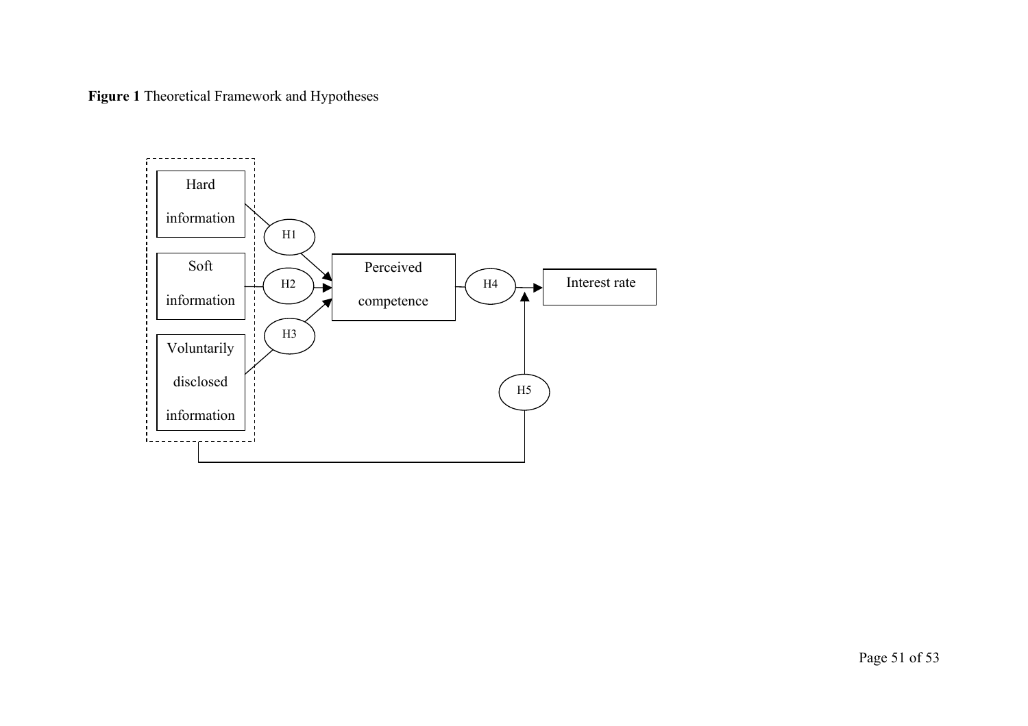**Figure 1** Theoretical Framework and Hypotheses

Hard information

Soft information

Voluntarily disclosed information

H1

H2

H3

Perceived competence

H4

Interest rate

H5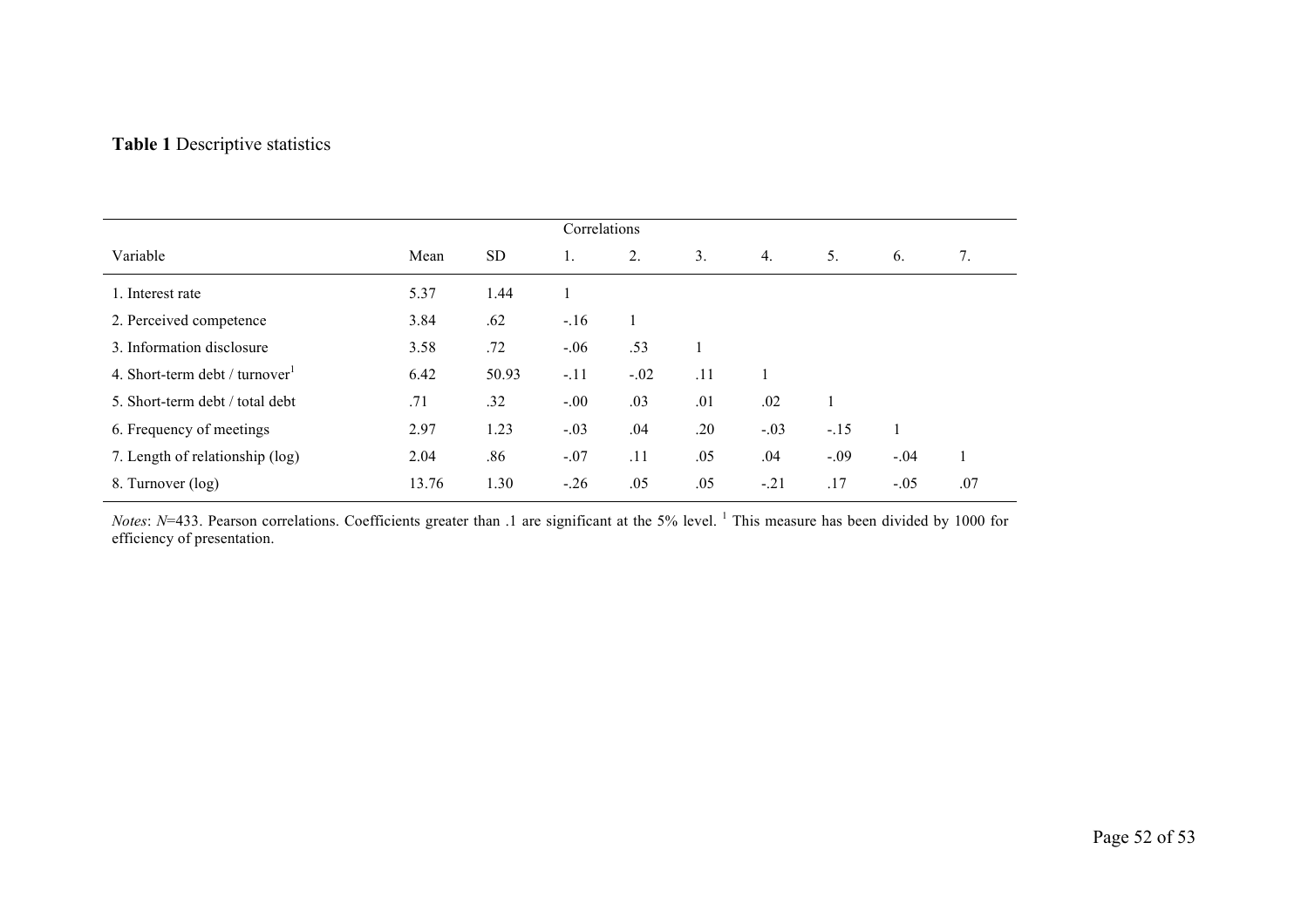**Table 1** Descriptive statistics

| Variable | Mean | SD | Correlations 1. | 2. | 3. | 4. | 5. | 6. | 7. |
|---|---|---|---|---|---|---|---|---|---|
| 1. Interest rate | 5.37 | 1.44 | 1 | | | | | | |
| 2. Perceived competence | 3.84 | .62 | -.16 | 1 | | | | | |
| 3. Information disclosure | 3.58 | .72 | -.06 | .53 | 1 | | | | |
| 4. Short-term debt / turnover[1] | 6.42 | 50.93 | -.11 | -.02 | .11 | 1 | | | |
| 5. Short-term debt / total debt | .71 | .32 | -.00 | .03 | .01 | .02 | 1 | | |
| 6. Frequency of meetings | 2.97 | 1.23 | -.03 | .04 | .20 | -.03 | -.15 | 1 | |
| 7. Length of relationship (log) | 2.04 | .86 | -.07 | .11 | .05 | .04 | -.09 | -.04 | 1 |
| 8. Turnover (log) | 13.76 | 1.30 | -.26 | .05 | .05 | -.21 | .17 | -.05 | .07 |

*Notes*: $N$=433. Pearson correlations. Coefficients greater than .1 are significant at the 5% level. [1] This measure has been divided by 1000 for efficiency of presentation.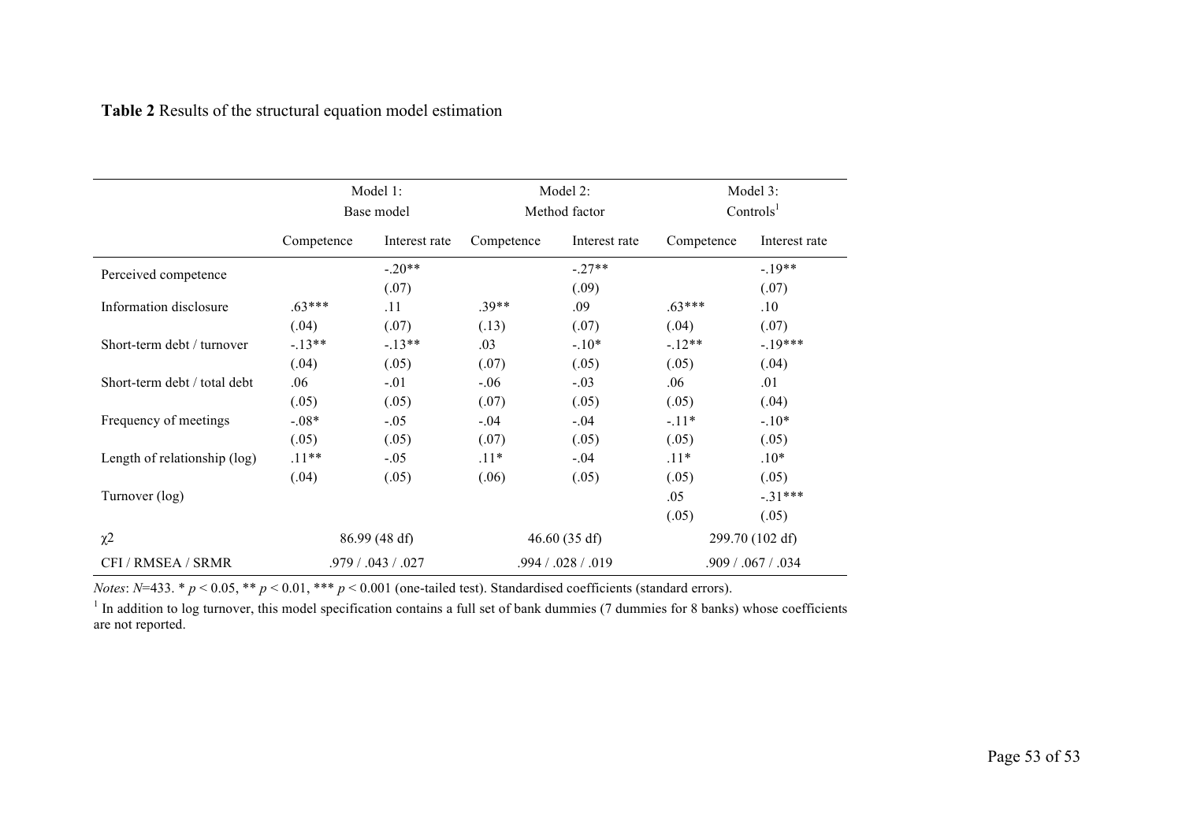**Table 2** Results of the structural equation model estimation

| | Model 1: Base model | | Model 2: Method factor | | Model 3: Controls[1] | |
|---|---|---|---|---|---|---|
| | Competence | Interest rate | Competence | Interest rate | Competence | Interest rate |
| Perceived competence | | -.20** | | -.27** | | -.19** |
| | | (.07) | | (.09) | | (.07) |
| Information disclosure | .63*** | .11 | .39** | .09 | .63*** | .10 |
| | (.04) | (.07) | (.13) | (.07) | (.04) | (.07) |
| Short-term debt / turnover | -.13** | -.13** | .03 | -.10* | -.12** | -.19*** |
| | (.04) | (.05) | (.07) | (.05) | (.05) | (.04) |
| Short-term debt / total debt | .06 | -.01 | -.06 | -.03 | .06 | .01 |
| | (.05) | (.05) | (.07) | (.05) | (.05) | (.04) |
| Frequency of meetings | -.08* | -.05 | -.04 | -.04 | -.11* | -.10* |
| | (.05) | (.05) | (.07) | (.05) | (.05) | (.05) |
| Length of relationship (log) | .11** | -.05 | .11* | -.04 | .11* | .10* |
| | (.04) | (.05) | (.06) | (.05) | (.05) | (.05) |
| Turnover (log) | | | | | .05 | -.31*** |
| | | | | | (.05) | (.05) |
| $\chi2$ | 86.99 (48 df) | | 46.60 (35 df) | | 299.70 (102 df) | |
| CFI / RMSEA / SRMR | .979 / .043 / .027 | | .994 / .028 / .019 | | .909 / .067 / .034 | |

*Notes*: $N$=433. * $p < 0.05$, ** $p < 0.01$, *** $p < 0.001$ (one-tailed test). Standardised coefficients (standard errors).

[1] In addition to log turnover, this model specification contains a full set of bank dummies (7 dummies for 8 banks) whose coefficients are not reported.